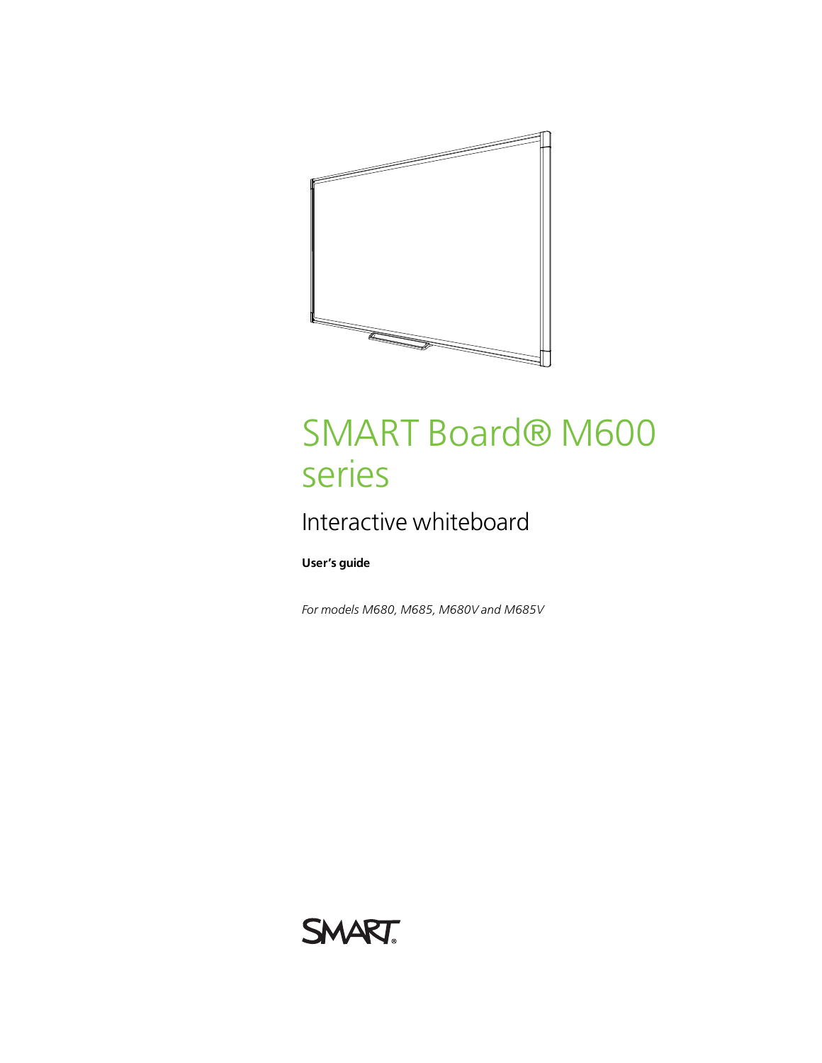# SMART Board® M600 series

## Interactive whiteboard

**User's guide**

*For models M680, M685, M680V and M685V*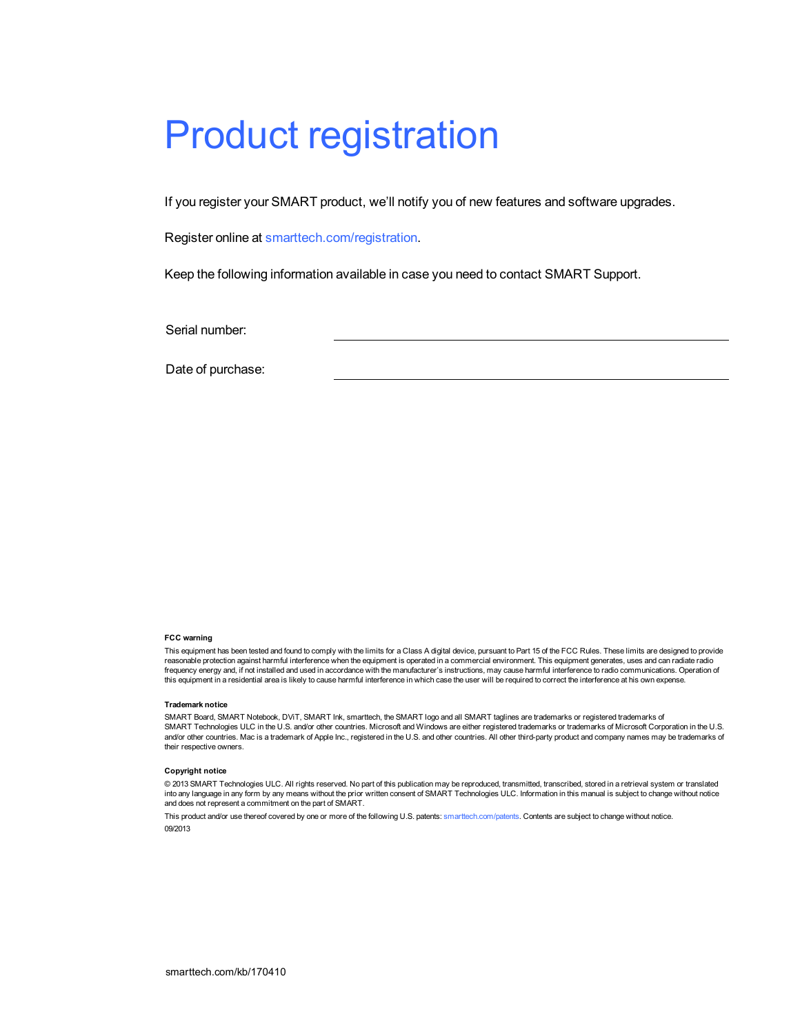# Product registration

If you register your SMART product, we'll notify you of new features and software upgrades.

Register online at smarttech.com/registration.

Keep the following information available in case you need to contact SMART Support.

Serial number: ______________________________

Date of purchase: ______________________________

**FCC warning**

This equipment has been tested and found to comply with the limits for a Class A digital device, pursuant to Part 15 of the FCC Rules. These limits are designed to provide reasonable protection against harmful interference when the equipment is operated in a commercial environment. This equipment generates, uses and can radiate radio frequency energy and, if not installed and used in accordance with the manufacturer's instructions, may cause harmful interference to radio communications. Operation of this equipment in a residential area is likely to cause harmful interference in which case the user will be required to correct the interference at his own expense.

**Trademark notice**

SMART Board, SMART Notebook, DViT, SMART Ink, smarttech, the SMART logo and all SMART taglines are trademarks or registered trademarks of SMART Technologies ULC in the U.S. and/or other countries. Microsoft and Windows are either registered trademarks or trademarks of Microsoft Corporation in the U.S. and/or other countries. Mac is a trademark of Apple Inc., registered in the U.S. and other countries. All other third-party product and company names may be trademarks of their respective owners.

**Copyright notice**

© 2013 SMART Technologies ULC. All rights reserved. No part of this publication may be reproduced, transmitted, transcribed, stored in a retrieval system or translated into any language in any form by any means without the prior written consent of SMART Technologies ULC. Information in this manual is subject to change without notice and does not represent a commitment on the part of SMART.

This product and/or use thereof covered by one or more of the following U.S. patents: smarttech.com/patents. Contents are subject to change without notice.

09/2013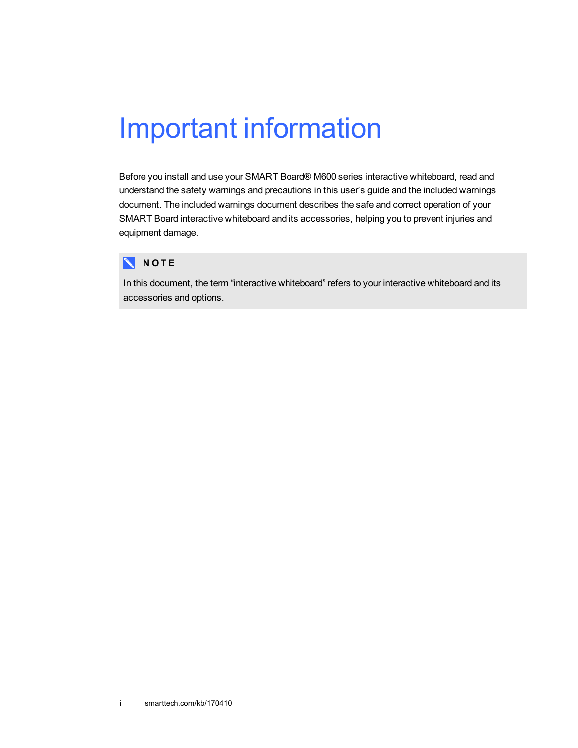# Important information

Before you install and use your SMART Board® M600 series interactive whiteboard, read and understand the safety warnings and precautions in this user's guide and the included warnings document. The included warnings document describes the safe and correct operation of your SMART Board interactive whiteboard and its accessories, helping you to prevent injuries and equipment damage.

**NOTE**

In this document, the term "interactive whiteboard" refers to your interactive whiteboard and its accessories and options.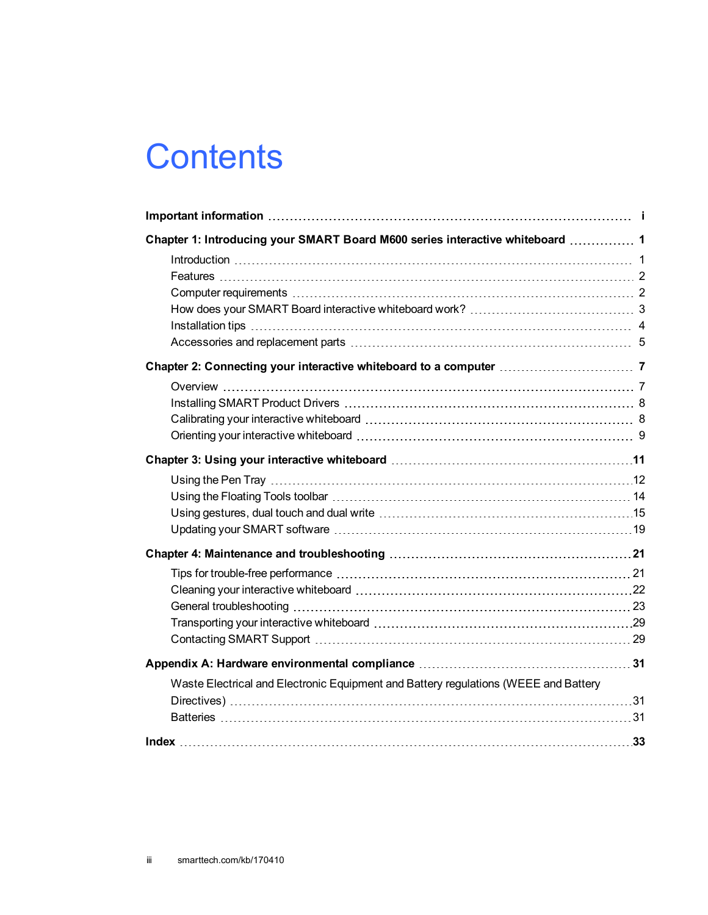# Contents

**Important information** i

**Chapter 1: Introducing your SMART Board M600 series interactive whiteboard** 1

- Introduction 1
- Features 2
- Computer requirements 2
- How does your SMART Board interactive whiteboard work? 3
- Installation tips 4
- Accessories and replacement parts 5

**Chapter 2: Connecting your interactive whiteboard to a computer** 7

- Overview 7
- Installing SMART Product Drivers 8
- Calibrating your interactive whiteboard 8
- Orienting your interactive whiteboard 9

**Chapter 3: Using your interactive whiteboard** 11

- Using the Pen Tray 12
- Using the Floating Tools toolbar 14
- Using gestures, dual touch and dual write 15
- Updating your SMART software 19

**Chapter 4: Maintenance and troubleshooting** 21

- Tips for trouble-free performance 21
- Cleaning your interactive whiteboard 22
- General troubleshooting 23
- Transporting your interactive whiteboard 29
- Contacting SMART Support 29

**Appendix A: Hardware environmental compliance** 31

- Waste Electrical and Electronic Equipment and Battery regulations (WEEE and Battery Directives) 31
- Batteries 31

**Index** 33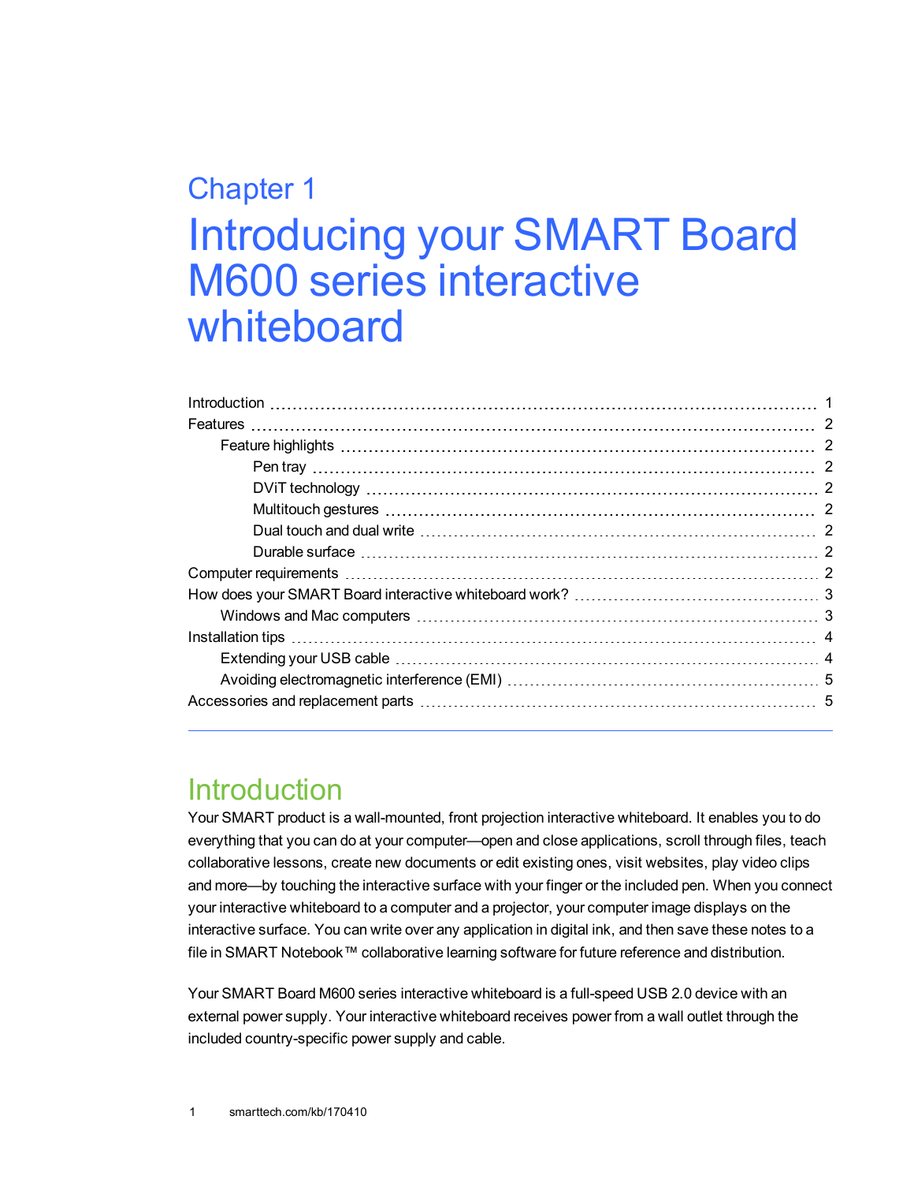# Chapter 1

# Introducing your SMART Board M600 series interactive whiteboard

Introduction ........ 1
Features ........ 2
    Feature highlights ........ 2
        Pen tray ........ 2
        DViT technology ........ 2
        Multitouch gestures ........ 2
        Dual touch and dual write ........ 2
        Durable surface ........ 2
Computer requirements ........ 2
How does your SMART Board interactive whiteboard work? ........ 3
    Windows and Mac computers ........ 3
Installation tips ........ 4
    Extending your USB cable ........ 4
    Avoiding electromagnetic interference (EMI) ........ 5
Accessories and replacement parts ........ 5

## Introduction

Your SMART product is a wall-mounted, front projection interactive whiteboard. It enables you to do everything that you can do at your computer—open and close applications, scroll through files, teach collaborative lessons, create new documents or edit existing ones, visit websites, play video clips and more—by touching the interactive surface with your finger or the included pen. When you connect your interactive whiteboard to a computer and a projector, your computer image displays on the interactive surface. You can write over any application in digital ink, and then save these notes to a file in SMART Notebook™ collaborative learning software for future reference and distribution.

Your SMART Board M600 series interactive whiteboard is a full-speed USB 2.0 device with an external power supply. Your interactive whiteboard receives power from a wall outlet through the included country-specific power supply and cable.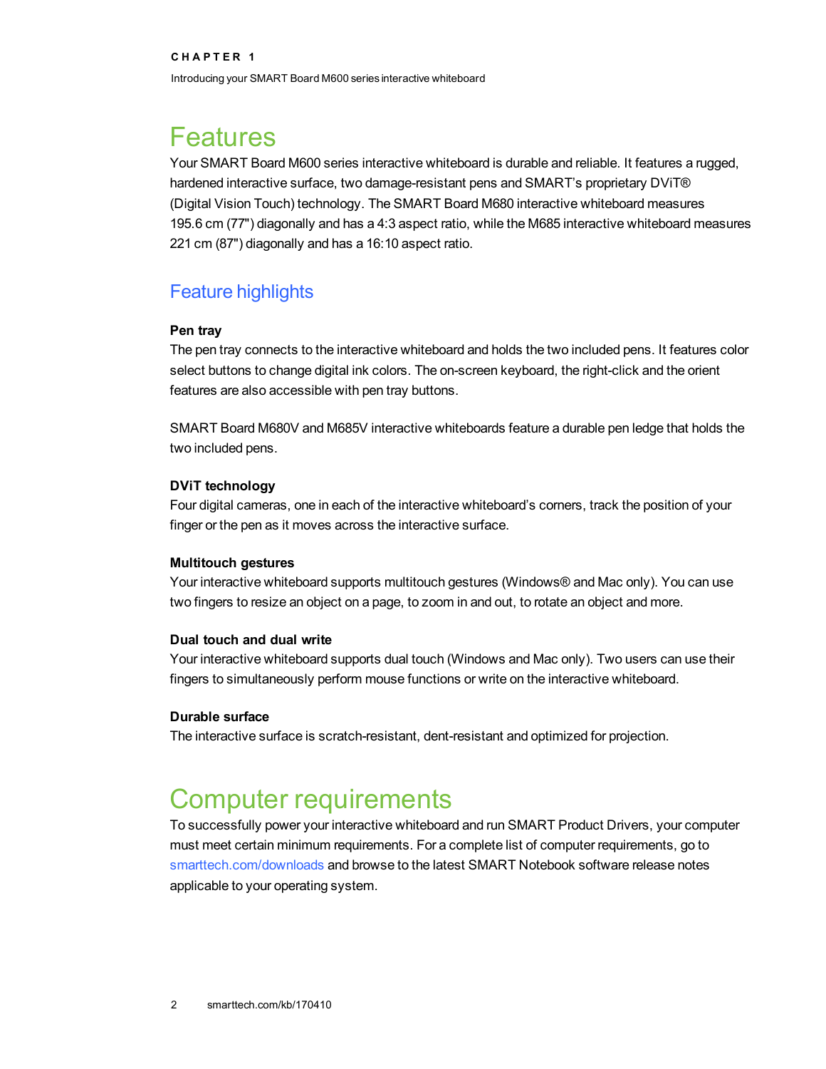# Features

Your SMART Board M600 series interactive whiteboard is durable and reliable. It features a rugged, hardened interactive surface, two damage-resistant pens and SMART's proprietary DViT® (Digital Vision Touch) technology. The SMART Board M680 interactive whiteboard measures 195.6 cm (77") diagonally and has a 4:3 aspect ratio, while the M685 interactive whiteboard measures 221 cm (87") diagonally and has a 16:10 aspect ratio.

## Feature highlights

**Pen tray**

The pen tray connects to the interactive whiteboard and holds the two included pens. It features color select buttons to change digital ink colors. The on-screen keyboard, the right-click and the orient features are also accessible with pen tray buttons.

SMART Board M680V and M685V interactive whiteboards feature a durable pen ledge that holds the two included pens.

**DViT technology**

Four digital cameras, one in each of the interactive whiteboard's corners, track the position of your finger or the pen as it moves across the interactive surface.

**Multitouch gestures**

Your interactive whiteboard supports multitouch gestures (Windows® and Mac only). You can use two fingers to resize an object on a page, to zoom in and out, to rotate an object and more.

**Dual touch and dual write**

Your interactive whiteboard supports dual touch (Windows and Mac only). Two users can use their fingers to simultaneously perform mouse functions or write on the interactive whiteboard.

**Durable surface**

The interactive surface is scratch-resistant, dent-resistant and optimized for projection.

# Computer requirements

To successfully power your interactive whiteboard and run SMART Product Drivers, your computer must meet certain minimum requirements. For a complete list of computer requirements, go to smarttech.com/downloads and browse to the latest SMART Notebook software release notes applicable to your operating system.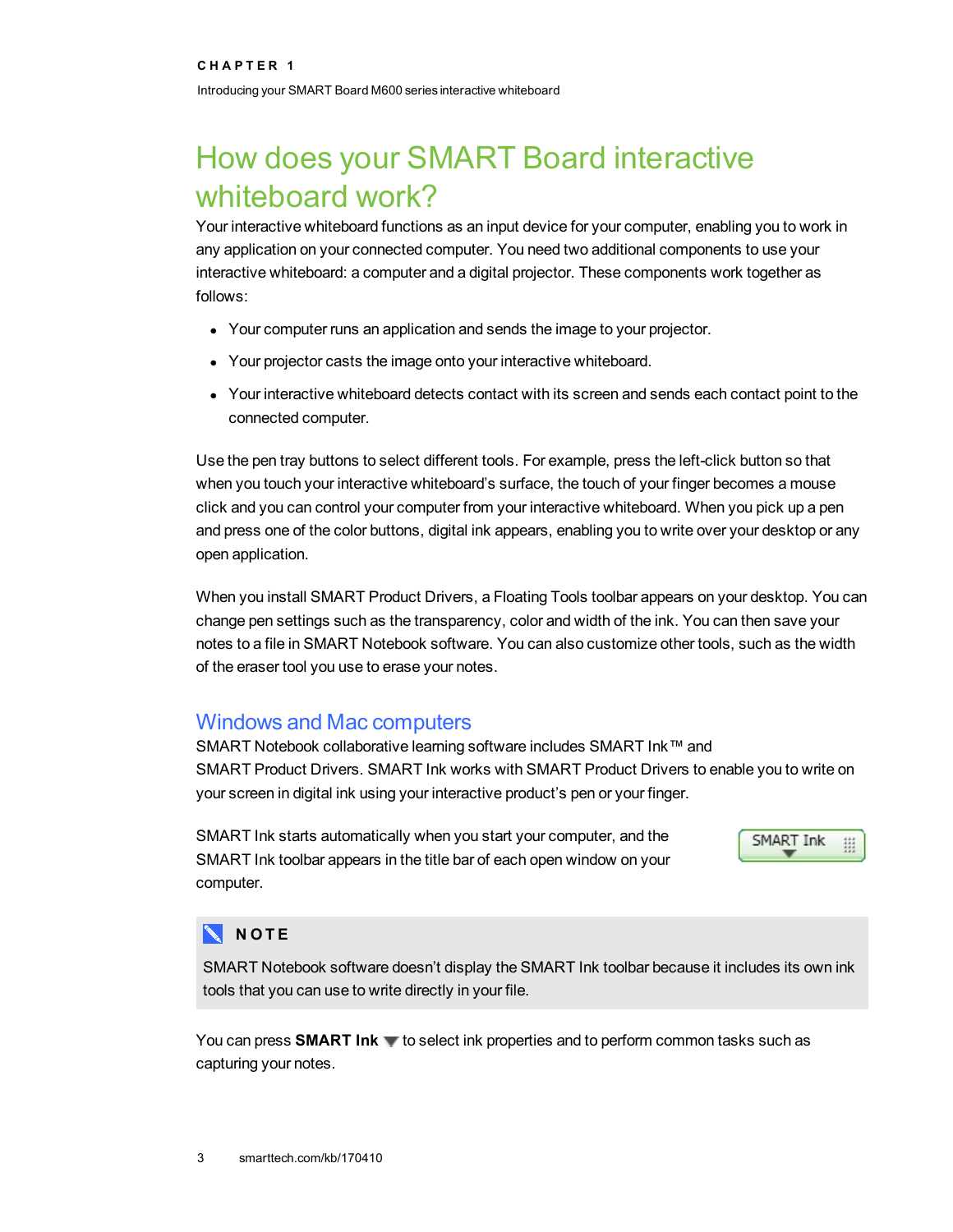# How does your SMART Board interactive whiteboard work?

Your interactive whiteboard functions as an input device for your computer, enabling you to work in any application on your connected computer. You need two additional components to use your interactive whiteboard: a computer and a digital projector. These components work together as follows:

- Your computer runs an application and sends the image to your projector.
- Your projector casts the image onto your interactive whiteboard.
- Your interactive whiteboard detects contact with its screen and sends each contact point to the connected computer.

Use the pen tray buttons to select different tools. For example, press the left-click button so that when you touch your interactive whiteboard's surface, the touch of your finger becomes a mouse click and you can control your computer from your interactive whiteboard. When you pick up a pen and press one of the color buttons, digital ink appears, enabling you to write over your desktop or any open application.

When you install SMART Product Drivers, a Floating Tools toolbar appears on your desktop. You can change pen settings such as the transparency, color and width of the ink. You can then save your notes to a file in SMART Notebook software. You can also customize other tools, such as the width of the eraser tool you use to erase your notes.

## Windows and Mac computers

SMART Notebook collaborative learning software includes SMART Ink™ and SMART Product Drivers. SMART Ink works with SMART Product Drivers to enable you to write on your screen in digital ink using your interactive product's pen or your finger.

SMART Ink starts automatically when you start your computer, and the SMART Ink toolbar appears in the title bar of each open window on your computer.

**NOTE**

SMART Notebook software doesn't display the SMART Ink toolbar because it includes its own ink tools that you can use to write directly in your file.

You can press **SMART Ink** ▼ to select ink properties and to perform common tasks such as capturing your notes.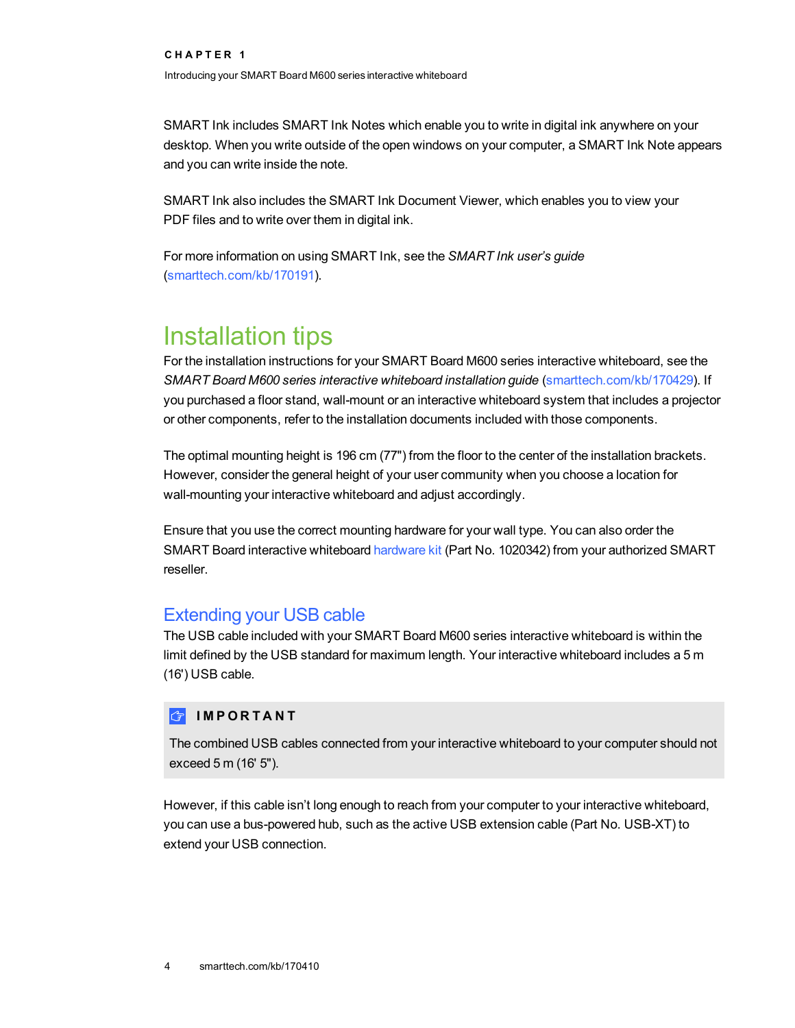SMART Ink includes SMART Ink Notes which enable you to write in digital ink anywhere on your desktop. When you write outside of the open windows on your computer, a SMART Ink Note appears and you can write inside the note.

SMART Ink also includes the SMART Ink Document Viewer, which enables you to view your PDF files and to write over them in digital ink.

For more information on using SMART Ink, see the *SMART Ink user's guide* (smarttech.com/kb/170191).

## Installation tips

For the installation instructions for your SMART Board M600 series interactive whiteboard, see the *SMART Board M600 series interactive whiteboard installation guide* (smarttech.com/kb/170429). If you purchased a floor stand, wall-mount or an interactive whiteboard system that includes a projector or other components, refer to the installation documents included with those components.

The optimal mounting height is 196 cm (77") from the floor to the center of the installation brackets. However, consider the general height of your user community when you choose a location for wall-mounting your interactive whiteboard and adjust accordingly.

Ensure that you use the correct mounting hardware for your wall type. You can also order the SMART Board interactive whiteboard hardware kit (Part No. 1020342) from your authorized SMART reseller.

### Extending your USB cable

The USB cable included with your SMART Board M600 series interactive whiteboard is within the limit defined by the USB standard for maximum length. Your interactive whiteboard includes a 5 m (16') USB cable.

> **IMPORTANT**
>
> The combined USB cables connected from your interactive whiteboard to your computer should not exceed 5 m (16' 5").

However, if this cable isn't long enough to reach from your computer to your interactive whiteboard, you can use a bus-powered hub, such as the active USB extension cable (Part No. USB-XT) to extend your USB connection.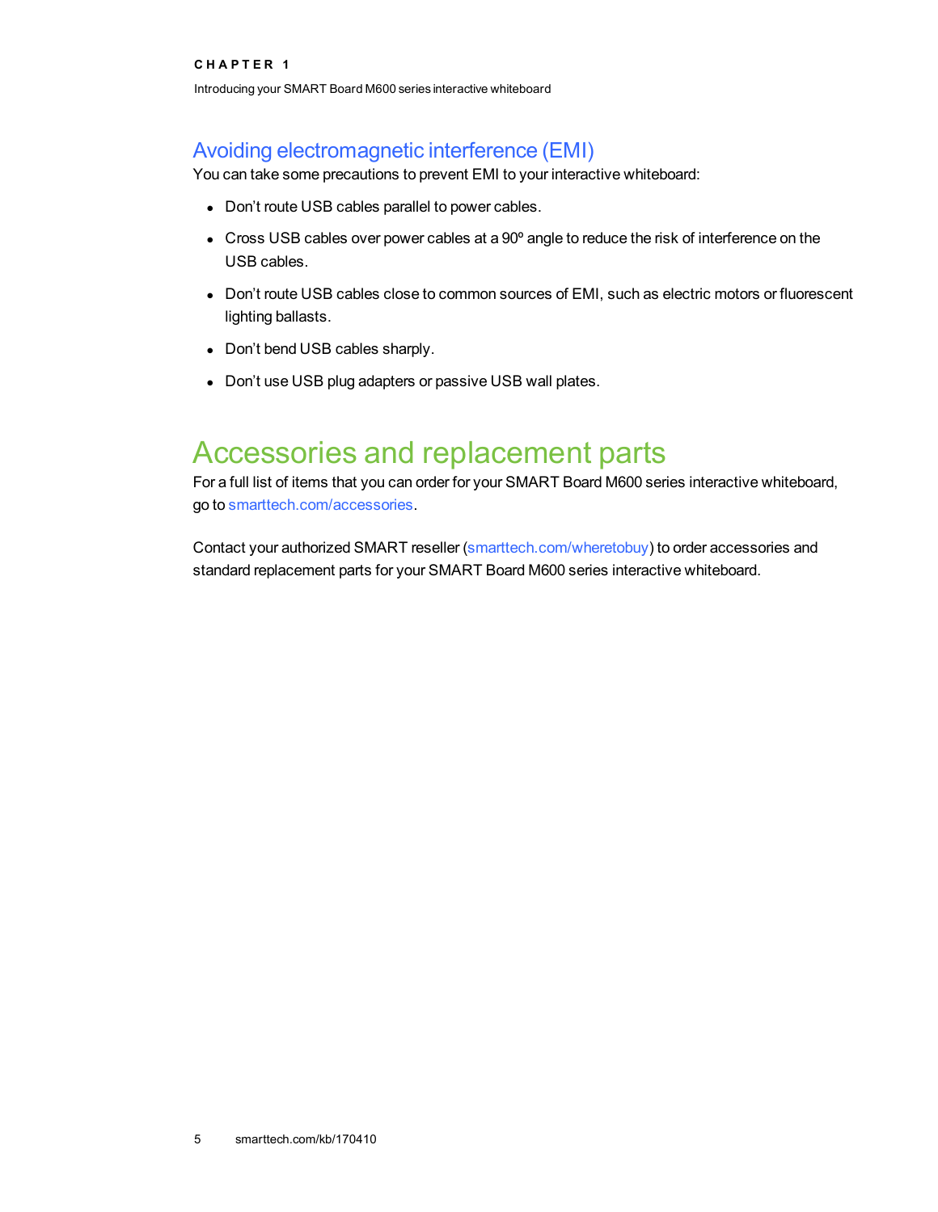### Avoiding electromagnetic interference (EMI)

You can take some precautions to prevent EMI to your interactive whiteboard:

- Don't route USB cables parallel to power cables.
- Cross USB cables over power cables at a 90º angle to reduce the risk of interference on the USB cables.
- Don't route USB cables close to common sources of EMI, such as electric motors or fluorescent lighting ballasts.
- Don't bend USB cables sharply.
- Don't use USB plug adapters or passive USB wall plates.

## Accessories and replacement parts

For a full list of items that you can order for your SMART Board M600 series interactive whiteboard, go to smarttech.com/accessories.

Contact your authorized SMART reseller (smarttech.com/wheretobuy) to order accessories and standard replacement parts for your SMART Board M600 series interactive whiteboard.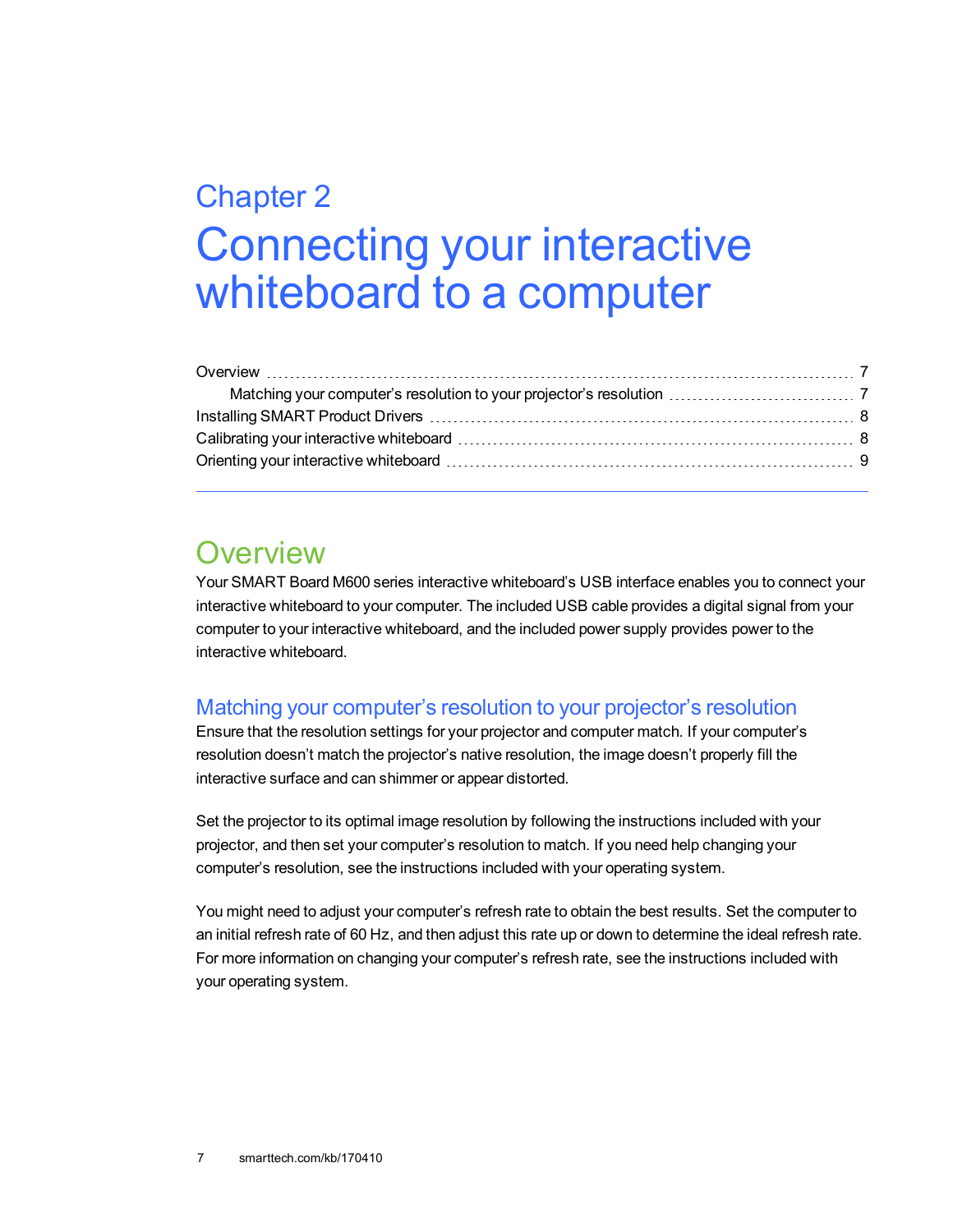# Chapter 2

# Connecting your interactive whiteboard to a computer

Overview ........ 7

  Matching your computer's resolution to your projector's resolution ........ 7

Installing SMART Product Drivers ........ 8

Calibrating your interactive whiteboard ........ 8

Orienting your interactive whiteboard ........ 9

## Overview

Your SMART Board M600 series interactive whiteboard's USB interface enables you to connect your interactive whiteboard to your computer. The included USB cable provides a digital signal from your computer to your interactive whiteboard, and the included power supply provides power to the interactive whiteboard.

### Matching your computer's resolution to your projector's resolution

Ensure that the resolution settings for your projector and computer match. If your computer's resolution doesn't match the projector's native resolution, the image doesn't properly fill the interactive surface and can shimmer or appear distorted.

Set the projector to its optimal image resolution by following the instructions included with your projector, and then set your computer's resolution to match. If you need help changing your computer's resolution, see the instructions included with your operating system.

You might need to adjust your computer's refresh rate to obtain the best results. Set the computer to an initial refresh rate of 60 Hz, and then adjust this rate up or down to determine the ideal refresh rate. For more information on changing your computer's refresh rate, see the instructions included with your operating system.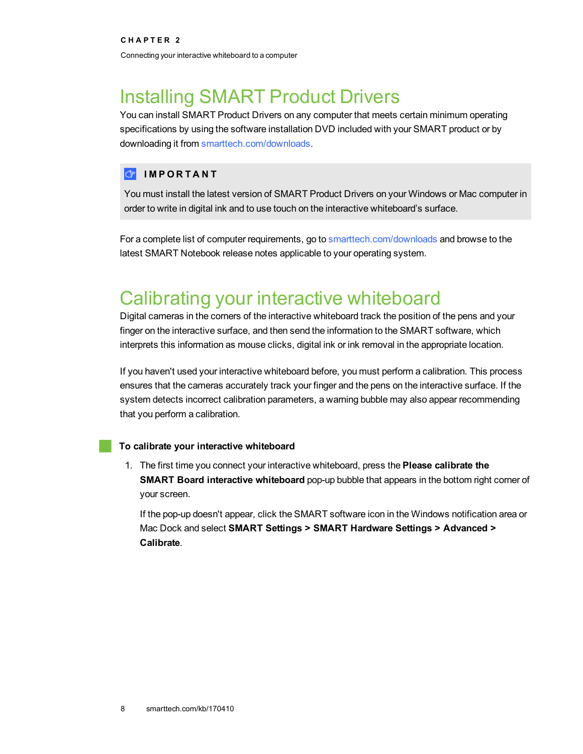# Installing SMART Product Drivers

You can install SMART Product Drivers on any computer that meets certain minimum operating specifications by using the software installation DVD included with your SMART product or by downloading it from smarttech.com/downloads.

> **IMPORTANT**
>
> You must install the latest version of SMART Product Drivers on your Windows or Mac computer in order to write in digital ink and to use touch on the interactive whiteboard's surface.

For a complete list of computer requirements, go to smarttech.com/downloads and browse to the latest SMART Notebook release notes applicable to your operating system.

# Calibrating your interactive whiteboard

Digital cameras in the corners of the interactive whiteboard track the position of the pens and your finger on the interactive surface, and then send the information to the SMART software, which interprets this information as mouse clicks, digital ink or ink removal in the appropriate location.

If you haven't used your interactive whiteboard before, you must perform a calibration. This process ensures that the cameras accurately track your finger and the pens on the interactive surface. If the system detects incorrect calibration parameters, a warning bubble may also appear recommending that you perform a calibration.

### To calibrate your interactive whiteboard

1. The first time you connect your interactive whiteboard, press the **Please calibrate the SMART Board interactive whiteboard** pop-up bubble that appears in the bottom right corner of your screen.

   If the pop-up doesn't appear, click the SMART software icon in the Windows notification area or Mac Dock and select **SMART Settings > SMART Hardware Settings > Advanced > Calibrate**.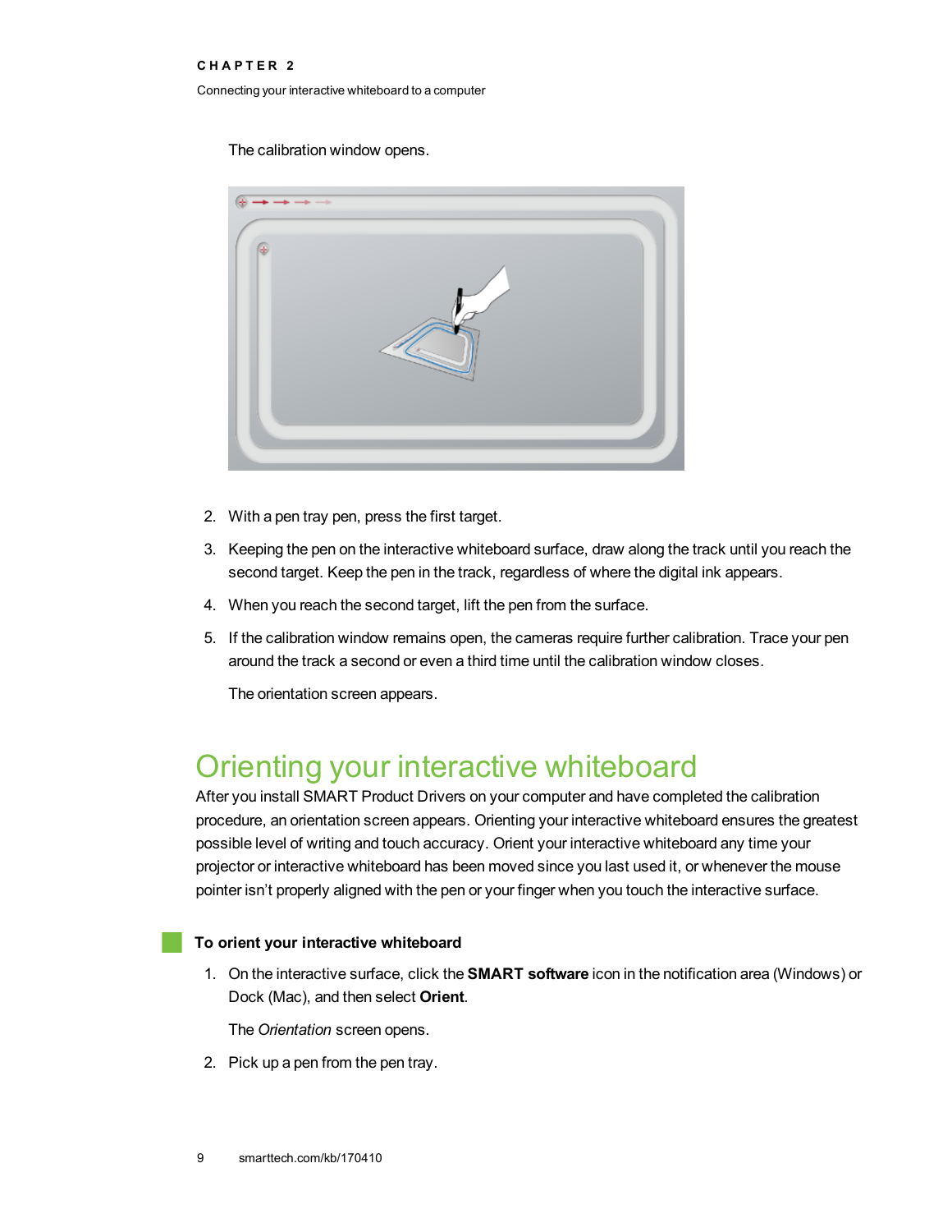The calibration window opens.

2. With a pen tray pen, press the first target.
3. Keeping the pen on the interactive whiteboard surface, draw along the track until you reach the second target. Keep the pen in the track, regardless of where the digital ink appears.
4. When you reach the second target, lift the pen from the surface.
5. If the calibration window remains open, the cameras require further calibration. Trace your pen around the track a second or even a third time until the calibration window closes.

   The orientation screen appears.

## Orienting your interactive whiteboard

After you install SMART Product Drivers on your computer and have completed the calibration procedure, an orientation screen appears. Orienting your interactive whiteboard ensures the greatest possible level of writing and touch accuracy. Orient your interactive whiteboard any time your projector or interactive whiteboard has been moved since you last used it, or whenever the mouse pointer isn't properly aligned with the pen or your finger when you touch the interactive surface.

**To orient your interactive whiteboard**

1. On the interactive surface, click the **SMART software** icon in the notification area (Windows) or Dock (Mac), and then select **Orient**.

   The *Orientation* screen opens.

2. Pick up a pen from the pen tray.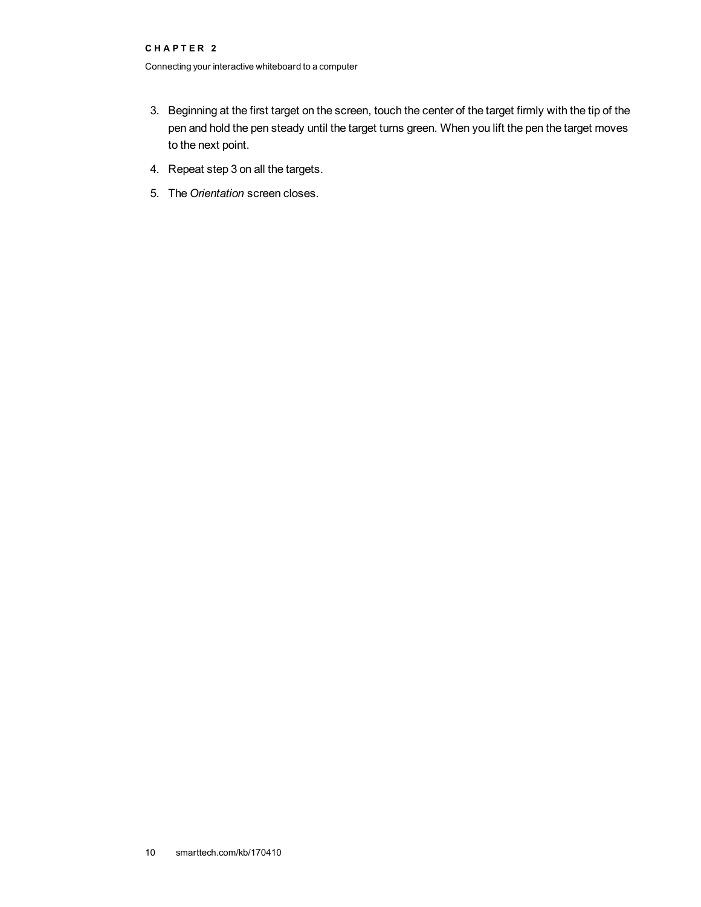3. Beginning at the first target on the screen, touch the center of the target firmly with the tip of the pen and hold the pen steady until the target turns green. When you lift the pen the target moves to the next point.
4. Repeat step 3 on all the targets.
5. The *Orientation* screen closes.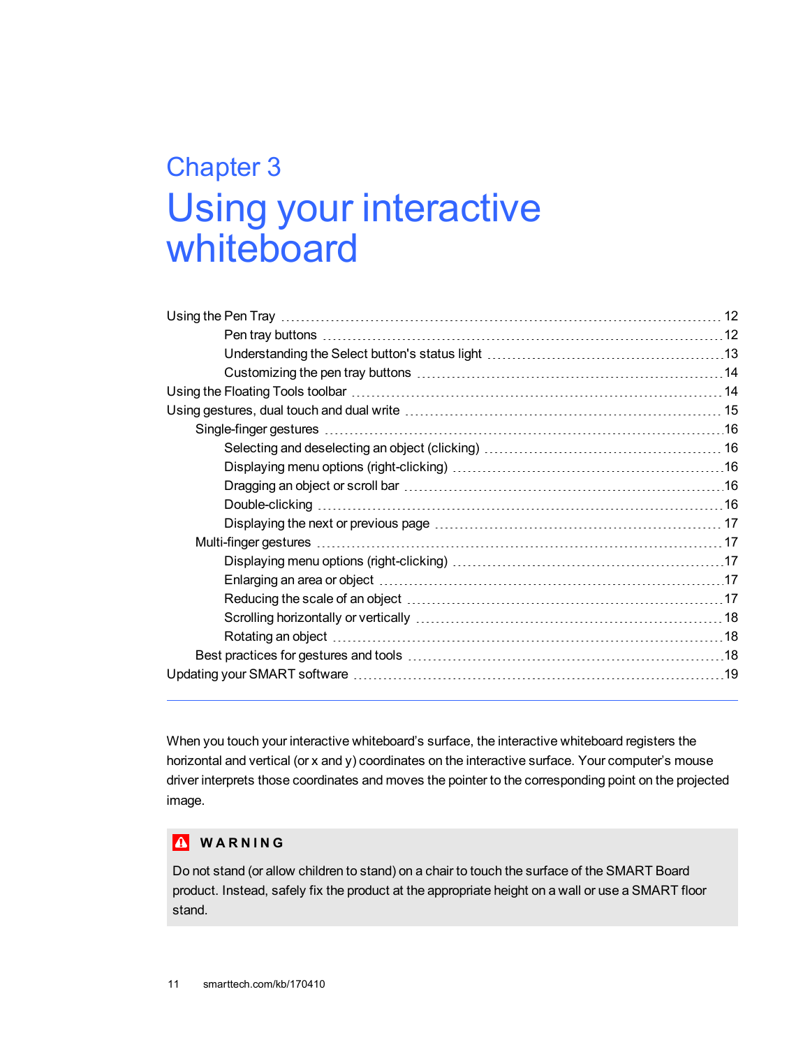# Chapter 3

# Using your interactive whiteboard

- Using the Pen Tray ... 12
  - Pen tray buttons ... 12
  - Understanding the Select button's status light ... 13
  - Customizing the pen tray buttons ... 14
- Using the Floating Tools toolbar ... 14
- Using gestures, dual touch and dual write ... 15
  - Single-finger gestures ... 16
    - Selecting and deselecting an object (clicking) ... 16
    - Displaying menu options (right-clicking) ... 16
    - Dragging an object or scroll bar ... 16
    - Double-clicking ... 16
    - Displaying the next or previous page ... 17
  - Multi-finger gestures ... 17
    - Displaying menu options (right-clicking) ... 17
    - Enlarging an area or object ... 17
    - Reducing the scale of an object ... 17
    - Scrolling horizontally or vertically ... 18
    - Rotating an object ... 18
  - Best practices for gestures and tools ... 18
- Updating your SMART software ... 19

---

When you touch your interactive whiteboard's surface, the interactive whiteboard registers the horizontal and vertical (or x and y) coordinates on the interactive surface. Your computer's mouse driver interprets those coordinates and moves the pointer to the corresponding point on the projected image.

> **WARNING**
>
> Do not stand (or allow children to stand) on a chair to touch the surface of the SMART Board product. Instead, safely fix the product at the appropriate height on a wall or use a SMART floor stand.

smarttech.com/kb/170410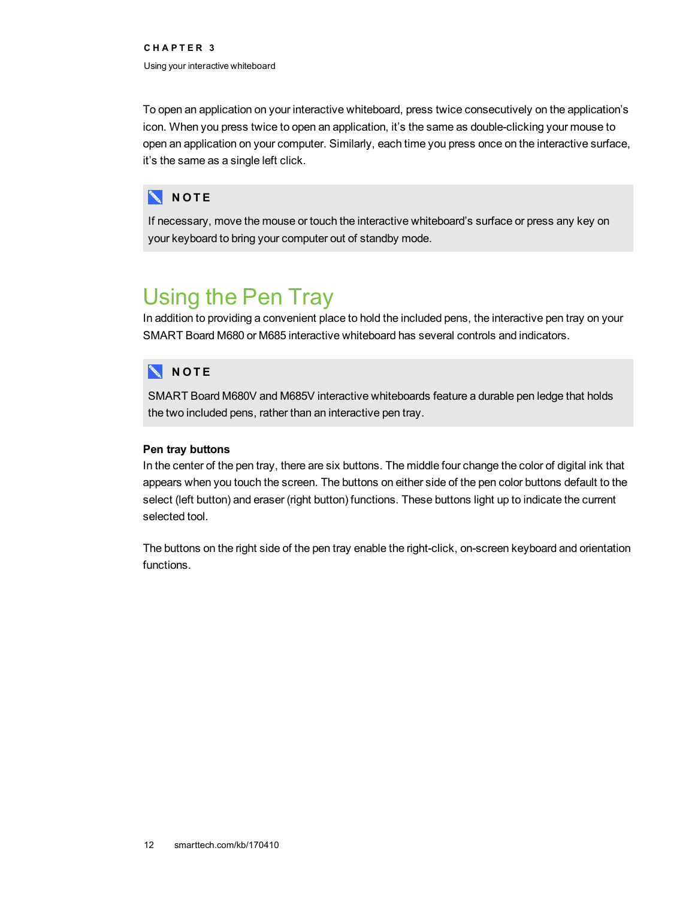To open an application on your interactive whiteboard, press twice consecutively on the application's icon. When you press twice to open an application, it's the same as double-clicking your mouse to open an application on your computer. Similarly, each time you press once on the interactive surface, it's the same as a single left click.

**NOTE**

If necessary, move the mouse or touch the interactive whiteboard's surface or press any key on your keyboard to bring your computer out of standby mode.

## Using the Pen Tray

In addition to providing a convenient place to hold the included pens, the interactive pen tray on your SMART Board M680 or M685 interactive whiteboard has several controls and indicators.

**NOTE**

SMART Board M680V and M685V interactive whiteboards feature a durable pen ledge that holds the two included pens, rather than an interactive pen tray.

**Pen tray buttons**

In the center of the pen tray, there are six buttons. The middle four change the color of digital ink that appears when you touch the screen. The buttons on either side of the pen color buttons default to the select (left button) and eraser (right button) functions. These buttons light up to indicate the current selected tool.

The buttons on the right side of the pen tray enable the right-click, on-screen keyboard and orientation functions.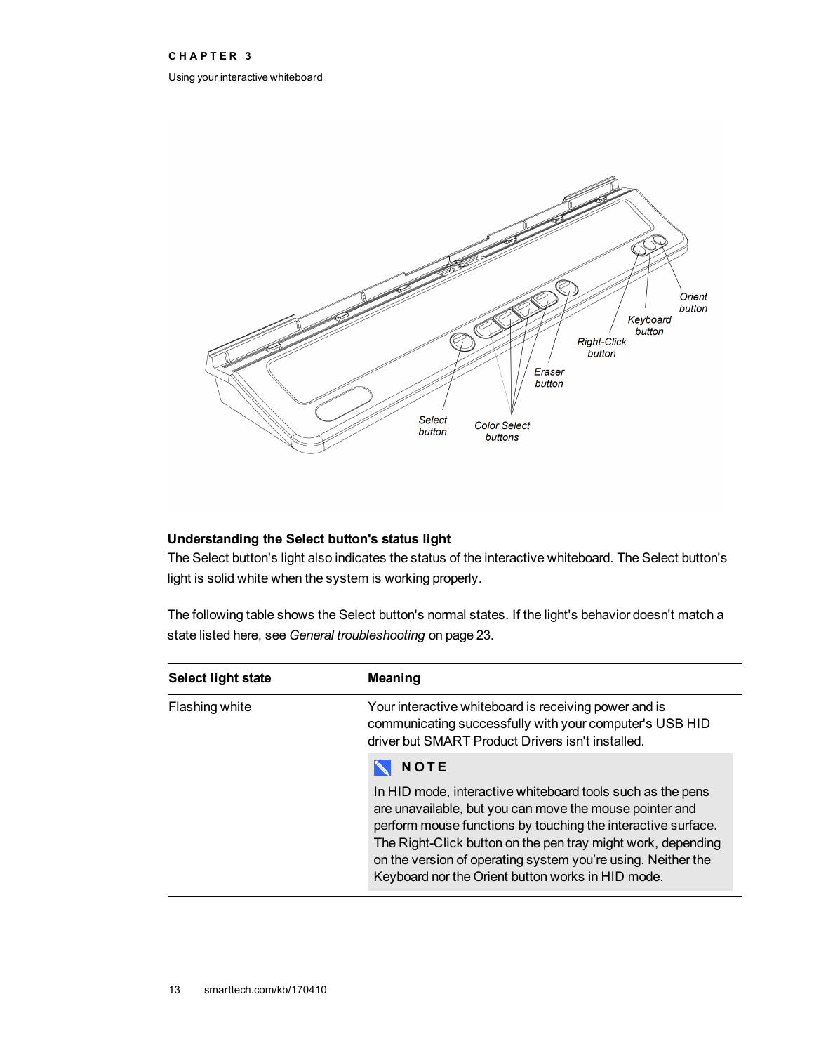Select button

Color Select buttons

Eraser button

Right-Click button

Keyboard button

Orient button

### Understanding the Select button's status light

The Select button's light also indicates the status of the interactive whiteboard. The Select button's light is solid white when the system is working properly.

The following table shows the Select button's normal states. If the light's behavior doesn't match a state listed here, see *General troubleshooting* on page 23.

| Select light state | Meaning |
|---|---|
| Flashing white | Your interactive whiteboard is receiving power and is communicating successfully with your computer's USB HID driver but SMART Product Drivers isn't installed.<br><br>**NOTE**<br><br>In HID mode, interactive whiteboard tools such as the pens are unavailable, but you can move the mouse pointer and perform mouse functions by touching the interactive surface. The Right-Click button on the pen tray might work, depending on the version of operating system you're using. Neither the Keyboard nor the Orient button works in HID mode. |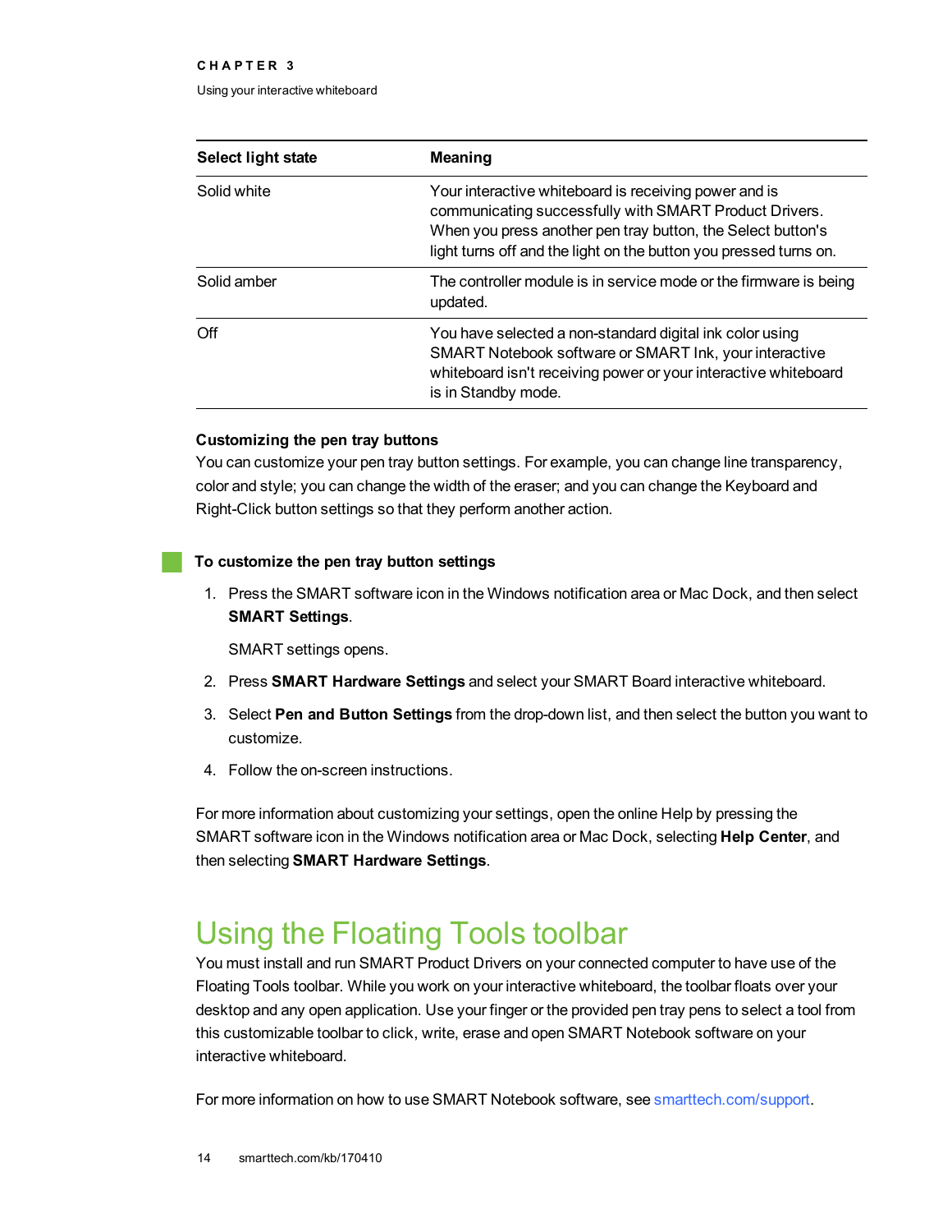| Select light state | Meaning |
|---|---|
| Solid white | Your interactive whiteboard is receiving power and is communicating successfully with SMART Product Drivers. When you press another pen tray button, the Select button's light turns off and the light on the button you pressed turns on. |
| Solid amber | The controller module is in service mode or the firmware is being updated. |
| Off | You have selected a non-standard digital ink color using SMART Notebook software or SMART Ink, your interactive whiteboard isn't receiving power or your interactive whiteboard is in Standby mode. |

### Customizing the pen tray buttons

You can customize your pen tray button settings. For example, you can change line transparency, color and style; you can change the width of the eraser; and you can change the Keyboard and Right-Click button settings so that they perform another action.

#### To customize the pen tray button settings

1. Press the SMART software icon in the Windows notification area or Mac Dock, and then select **SMART Settings**.

   SMART settings opens.

2. Press **SMART Hardware Settings** and select your SMART Board interactive whiteboard.
3. Select **Pen and Button Settings** from the drop-down list, and then select the button you want to customize.
4. Follow the on-screen instructions.

For more information about customizing your settings, open the online Help by pressing the SMART software icon in the Windows notification area or Mac Dock, selecting **Help Center**, and then selecting **SMART Hardware Settings**.

## Using the Floating Tools toolbar

You must install and run SMART Product Drivers on your connected computer to have use of the Floating Tools toolbar. While you work on your interactive whiteboard, the toolbar floats over your desktop and any open application. Use your finger or the provided pen tray pens to select a tool from this customizable toolbar to click, write, erase and open SMART Notebook software on your interactive whiteboard.

For more information on how to use SMART Notebook software, see smarttech.com/support.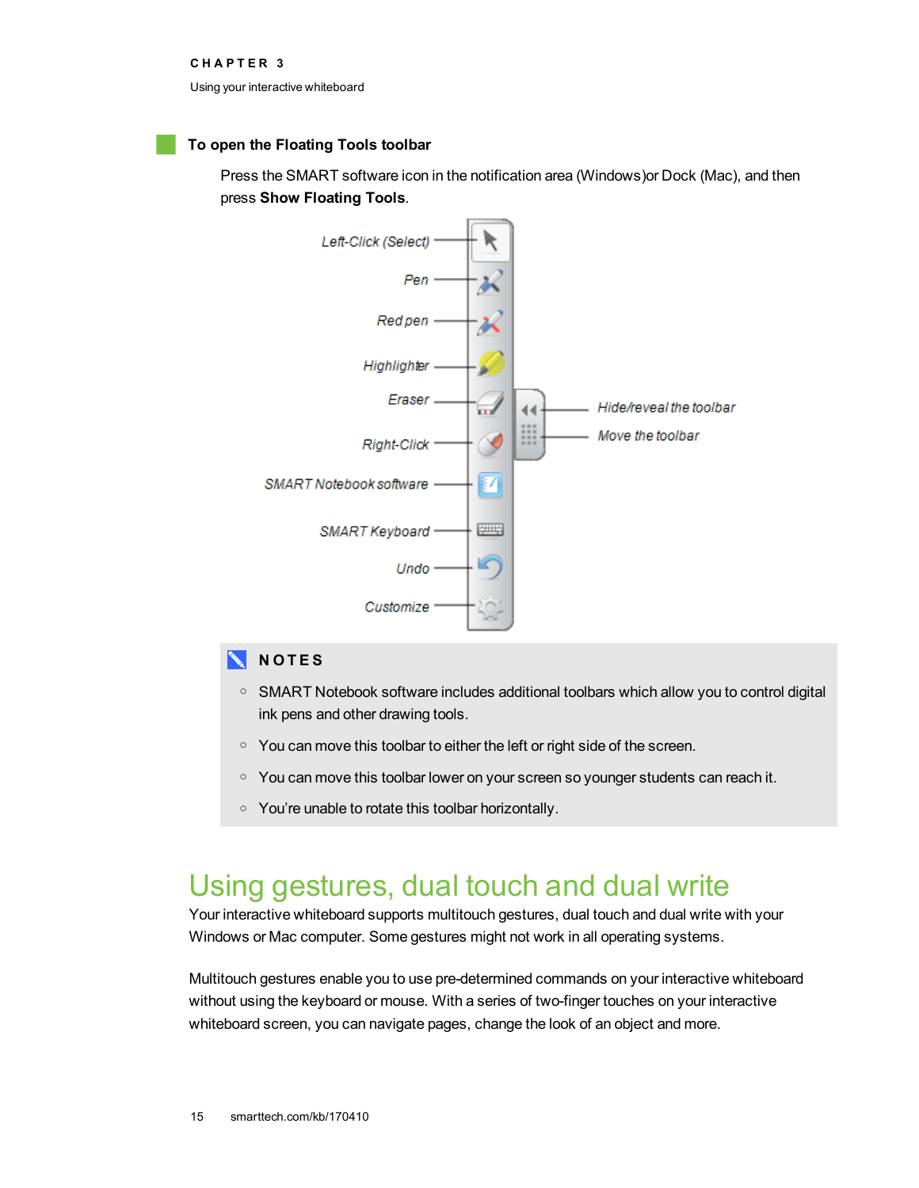#### To open the Floating Tools toolbar

Press the SMART software icon in the notification area (Windows)or Dock (Mac), and then press **Show Floating Tools**.

Left-Click (Select)
Pen
Red pen
Highlighter
Eraser
Right-Click
SMART Notebook software
SMART Keyboard
Undo
Customize
Hide/reveal the toolbar
Move the toolbar

**NOTES**

- SMART Notebook software includes additional toolbars which allow you to control digital ink pens and other drawing tools.
- You can move this toolbar to either the left or right side of the screen.
- You can move this toolbar lower on your screen so younger students can reach it.
- You're unable to rotate this toolbar horizontally.

## Using gestures, dual touch and dual write

Your interactive whiteboard supports multitouch gestures, dual touch and dual write with your Windows or Mac computer. Some gestures might not work in all operating systems.

Multitouch gestures enable you to use pre-determined commands on your interactive whiteboard without using the keyboard or mouse. With a series of two-finger touches on your interactive whiteboard screen, you can navigate pages, change the look of an object and more.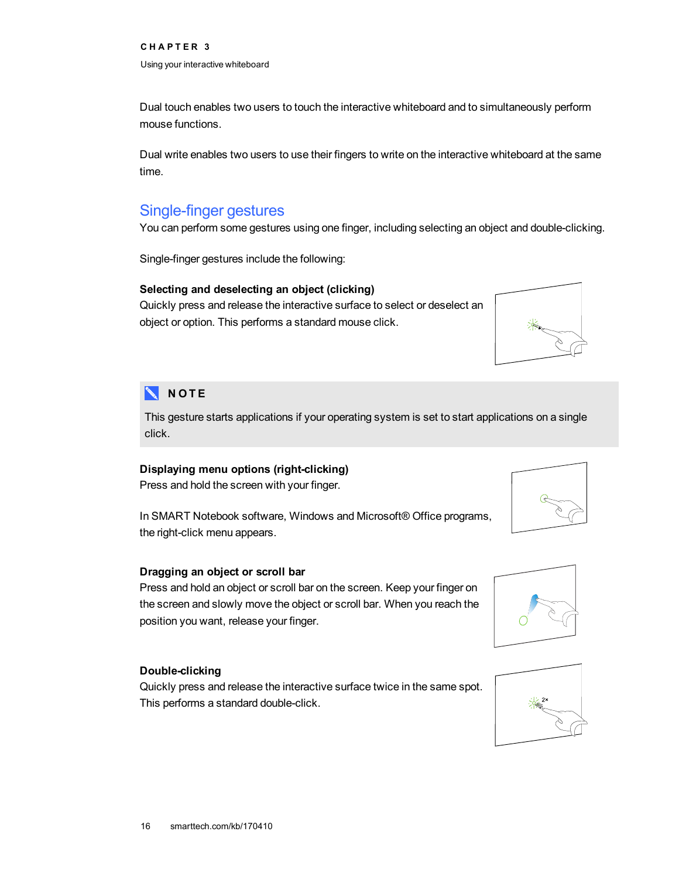Dual touch enables two users to touch the interactive whiteboard and to simultaneously perform mouse functions.

Dual write enables two users to use their fingers to write on the interactive whiteboard at the same time.

## Single-finger gestures

You can perform some gestures using one finger, including selecting an object and double-clicking.

Single-finger gestures include the following:

**Selecting and deselecting an object (clicking)**

Quickly press and release the interactive surface to select or deselect an object or option. This performs a standard mouse click.

> **NOTE**
>
> This gesture starts applications if your operating system is set to start applications on a single click.

**Displaying menu options (right-clicking)**

Press and hold the screen with your finger.

In SMART Notebook software, Windows and Microsoft® Office programs, the right-click menu appears.

**Dragging an object or scroll bar**

Press and hold an object or scroll bar on the screen. Keep your finger on the screen and slowly move the object or scroll bar. When you reach the position you want, release your finger.

**Double-clicking**

Quickly press and release the interactive surface twice in the same spot. This performs a standard double-click.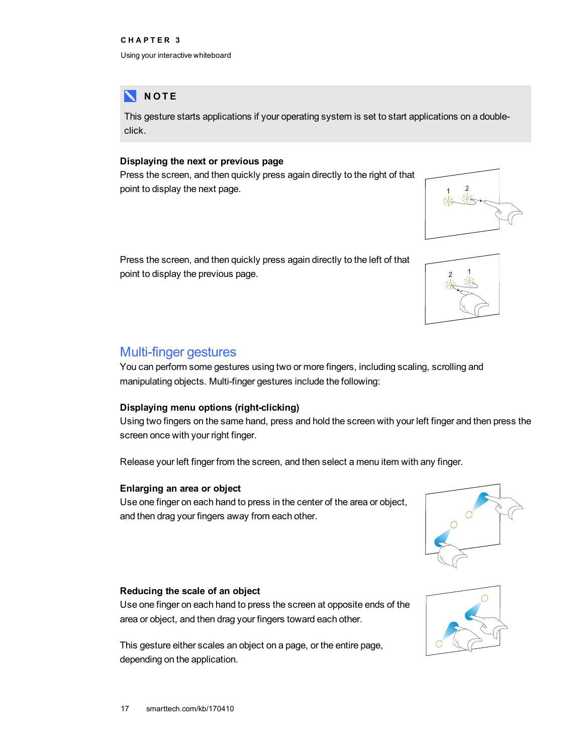**NOTE**

This gesture starts applications if your operating system is set to start applications on a double-click.

### Displaying the next or previous page

Press the screen, and then quickly press again directly to the right of that point to display the next page.

Press the screen, and then quickly press again directly to the left of that point to display the previous page.

## Multi-finger gestures

You can perform some gestures using two or more fingers, including scaling, scrolling and manipulating objects. Multi-finger gestures include the following:

### Displaying menu options (right-clicking)

Using two fingers on the same hand, press and hold the screen with your left finger and then press the screen once with your right finger.

Release your left finger from the screen, and then select a menu item with any finger.

### Enlarging an area or object

Use one finger on each hand to press in the center of the area or object, and then drag your fingers away from each other.

### Reducing the scale of an object

Use one finger on each hand to press the screen at opposite ends of the area or object, and then drag your fingers toward each other.

This gesture either scales an object on a page, or the entire page, depending on the application.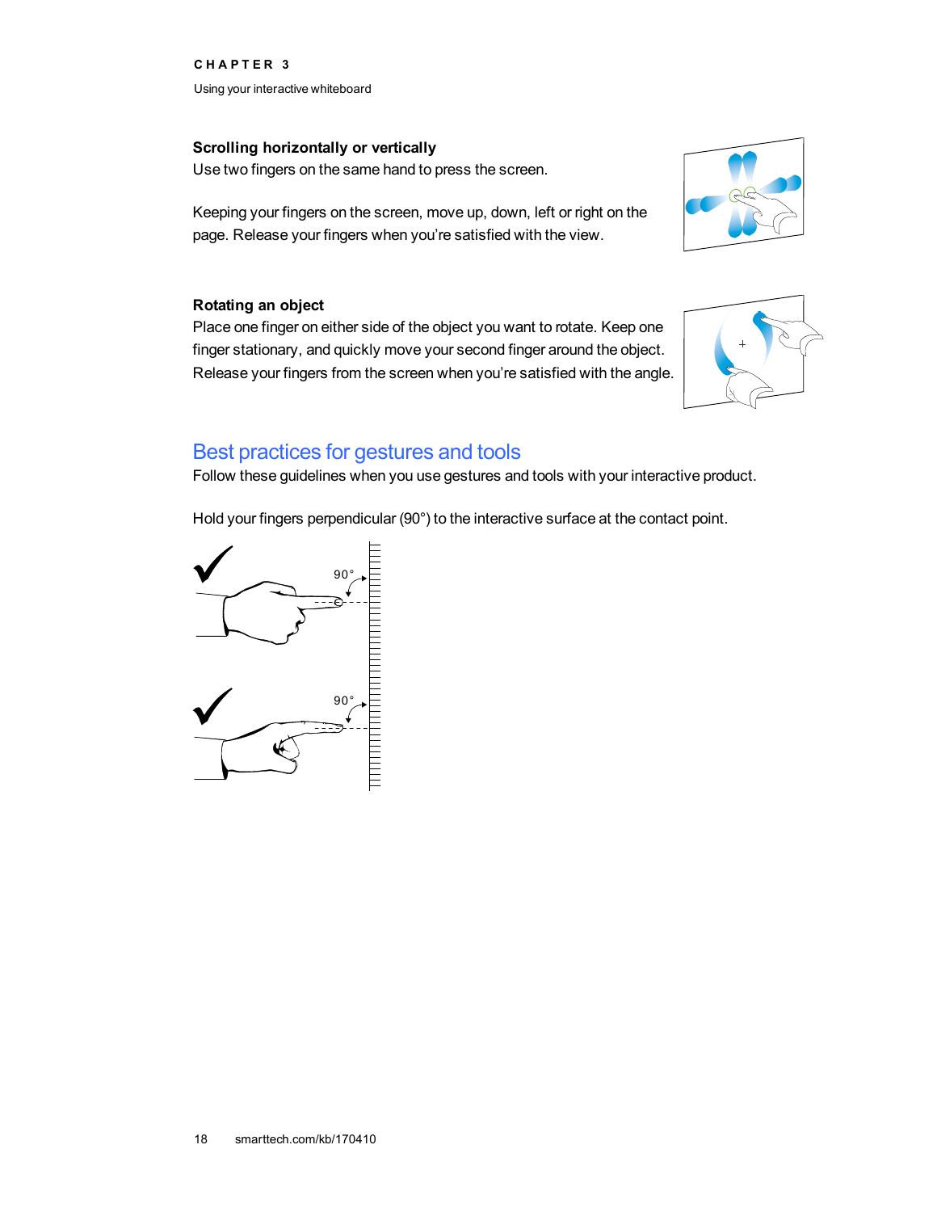### Scrolling horizontally or vertically

Use two fingers on the same hand to press the screen.

Keeping your fingers on the screen, move up, down, left or right on the page. Release your fingers when you're satisfied with the view.

### Rotating an object

Place one finger on either side of the object you want to rotate. Keep one finger stationary, and quickly move your second finger around the object. Release your fingers from the screen when you're satisfied with the angle.

## Best practices for gestures and tools

Follow these guidelines when you use gestures and tools with your interactive product.

Hold your fingers perpendicular (90°) to the interactive surface at the contact point.

90°

90°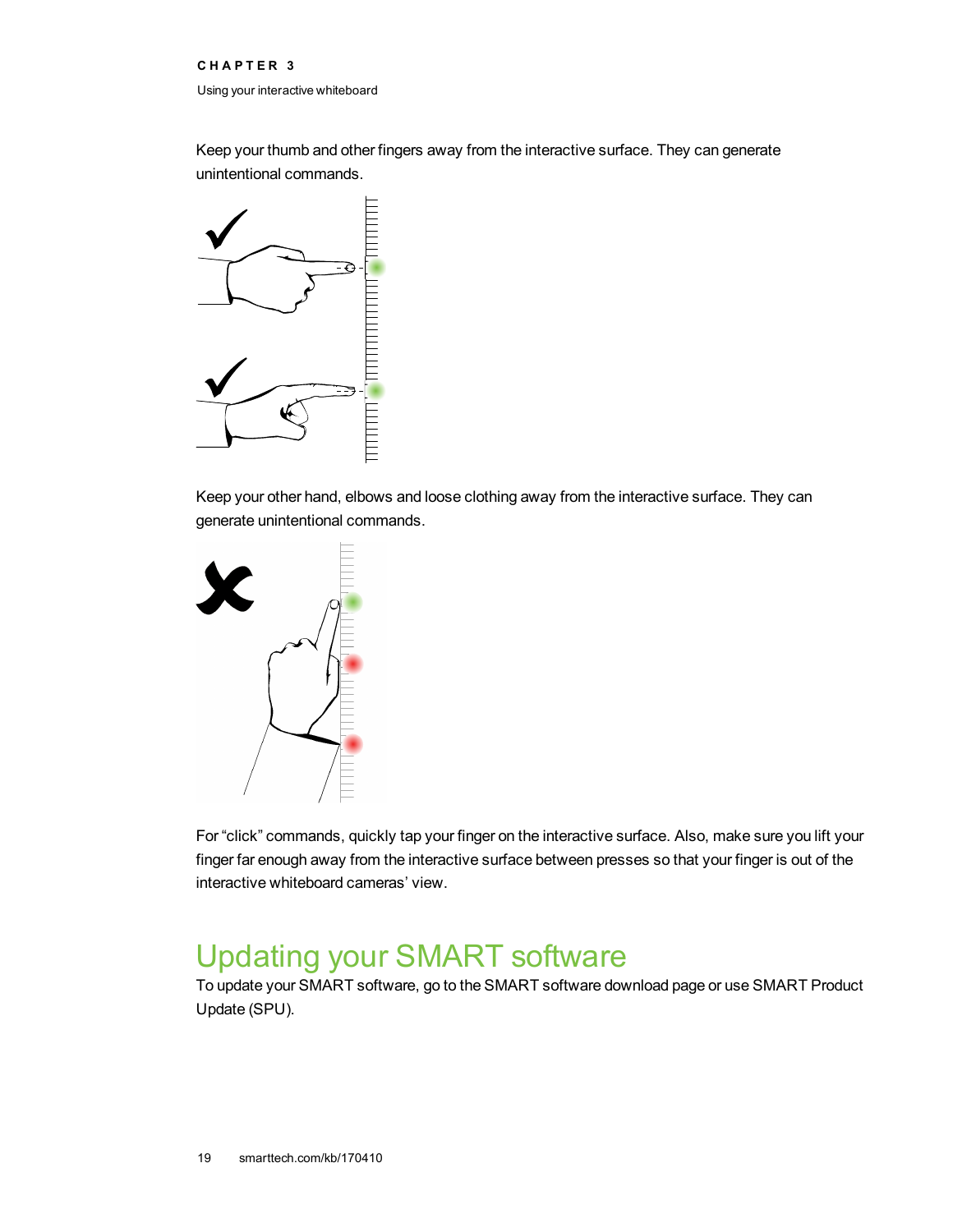Keep your thumb and other fingers away from the interactive surface. They can generate unintentional commands.

Keep your other hand, elbows and loose clothing away from the interactive surface. They can generate unintentional commands.

For "click" commands, quickly tap your finger on the interactive surface. Also, make sure you lift your finger far enough away from the interactive surface between presses so that your finger is out of the interactive whiteboard cameras' view.

## Updating your SMART software

To update your SMART software, go to the SMART software download page or use SMART Product Update (SPU).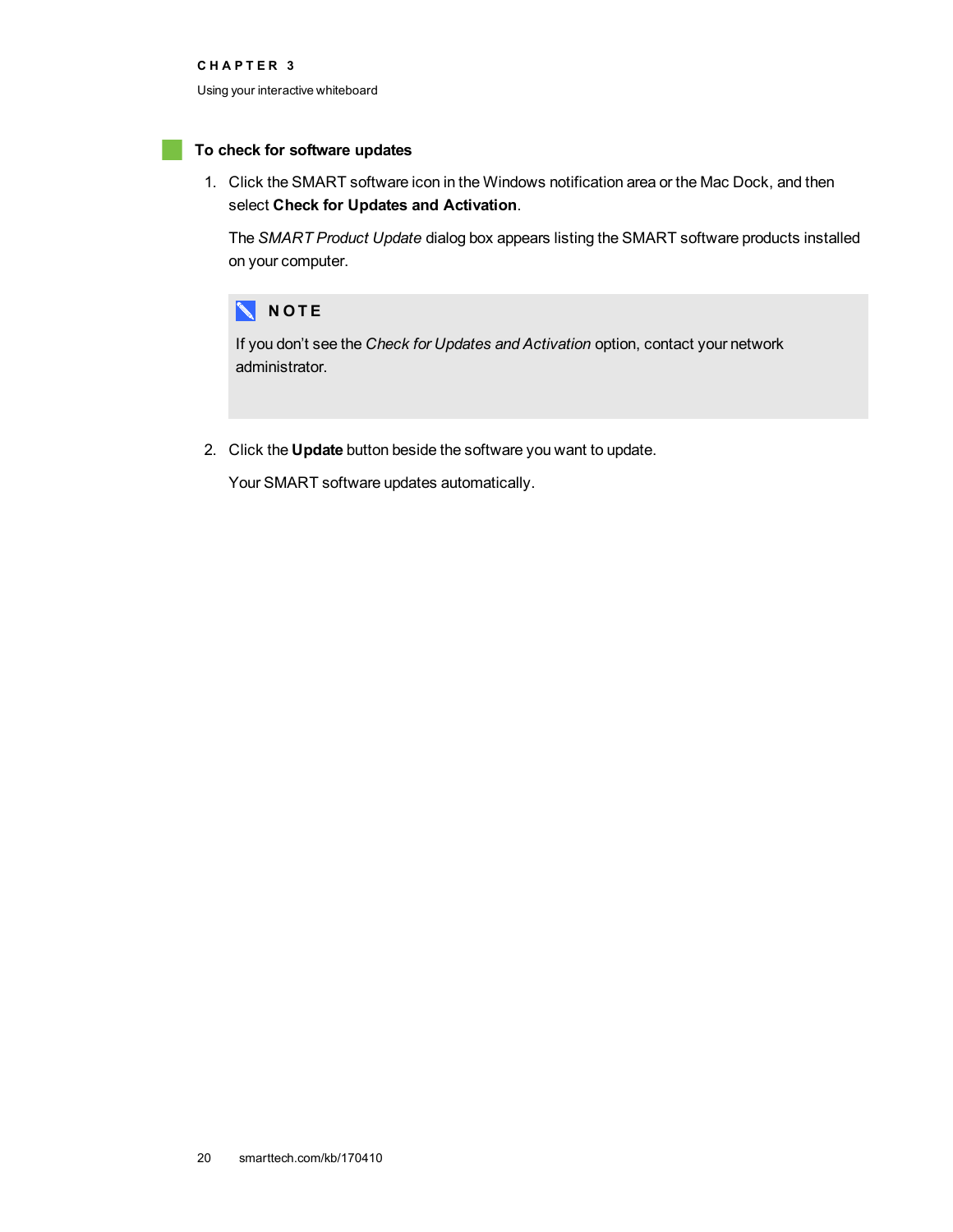#### To check for software updates

1. Click the SMART software icon in the Windows notification area or the Mac Dock, and then select **Check for Updates and Activation**.

   The *SMART Product Update* dialog box appears listing the SMART software products installed on your computer.

   > **NOTE**
   >
   > If you don't see the *Check for Updates and Activation* option, contact your network administrator.

2. Click the **Update** button beside the software you want to update.

   Your SMART software updates automatically.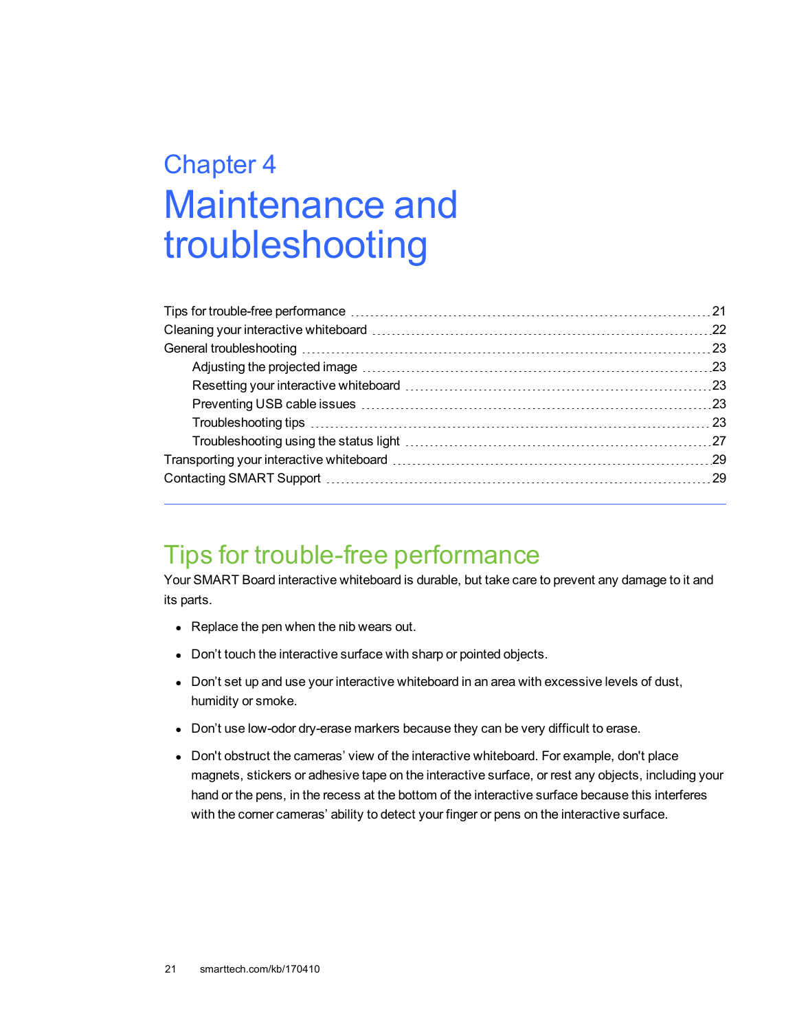Chapter 4

# Maintenance and troubleshooting

Tips for trouble-free performance ........ 21
Cleaning your interactive whiteboard ........ 22
General troubleshooting ........ 23
  Adjusting the projected image ........ 23
  Resetting your interactive whiteboard ........ 23
  Preventing USB cable issues ........ 23
  Troubleshooting tips ........ 23
  Troubleshooting using the status light ........ 27
Transporting your interactive whiteboard ........ 29
Contacting SMART Support ........ 29

---

## Tips for trouble-free performance

Your SMART Board interactive whiteboard is durable, but take care to prevent any damage to it and its parts.

- Replace the pen when the nib wears out.
- Don't touch the interactive surface with sharp or pointed objects.
- Don't set up and use your interactive whiteboard in an area with excessive levels of dust, humidity or smoke.
- Don't use low-odor dry-erase markers because they can be very difficult to erase.
- Don't obstruct the cameras' view of the interactive whiteboard. For example, don't place magnets, stickers or adhesive tape on the interactive surface, or rest any objects, including your hand or the pens, in the recess at the bottom of the interactive surface because this interferes with the corner cameras' ability to detect your finger or pens on the interactive surface.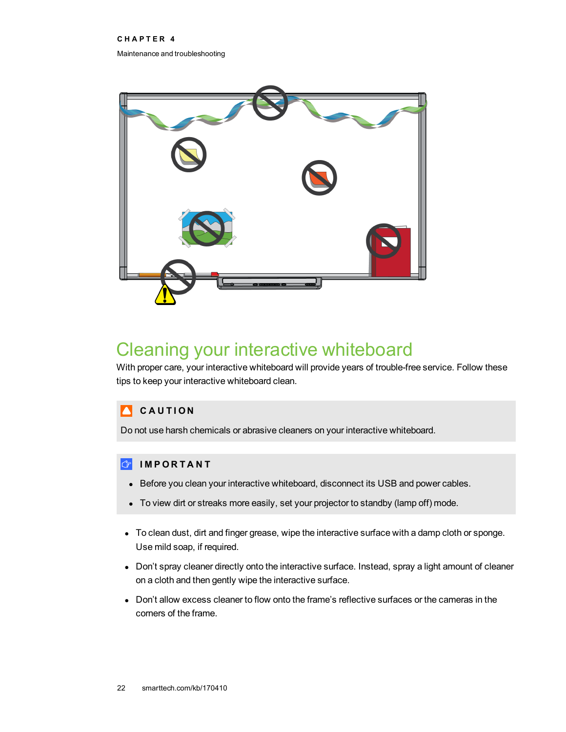# Cleaning your interactive whiteboard

With proper care, your interactive whiteboard will provide years of trouble-free service. Follow these tips to keep your interactive whiteboard clean.

> **CAUTION**
>
> Do not use harsh chemicals or abrasive cleaners on your interactive whiteboard.

> **IMPORTANT**
>
> - Before you clean your interactive whiteboard, disconnect its USB and power cables.
> - To view dirt or streaks more easily, set your projector to standby (lamp off) mode.

- To clean dust, dirt and finger grease, wipe the interactive surface with a damp cloth or sponge. Use mild soap, if required.
- Don't spray cleaner directly onto the interactive surface. Instead, spray a light amount of cleaner on a cloth and then gently wipe the interactive surface.
- Don't allow excess cleaner to flow onto the frame's reflective surfaces or the cameras in the corners of the frame.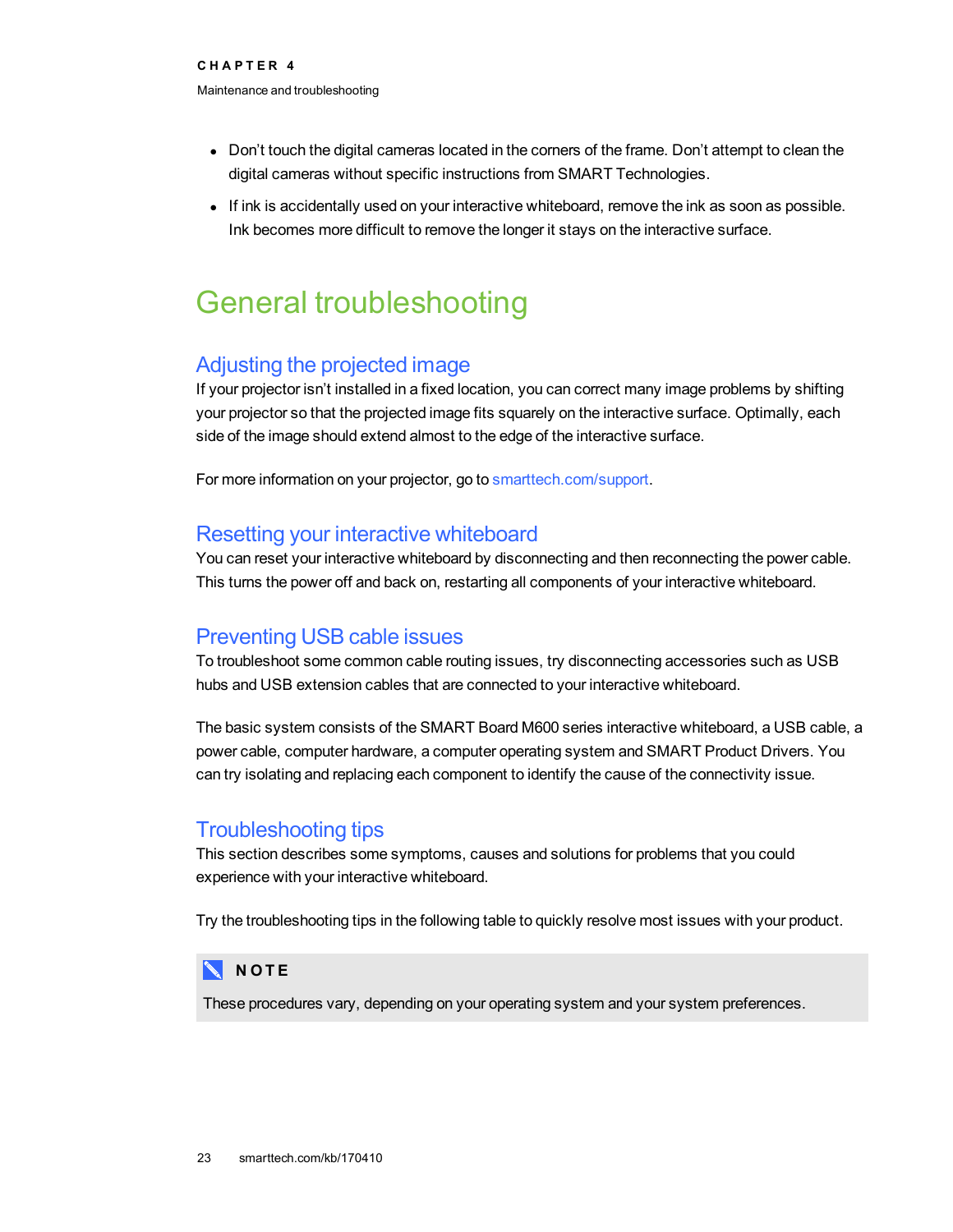- Don't touch the digital cameras located in the corners of the frame. Don't attempt to clean the digital cameras without specific instructions from SMART Technologies.
- If ink is accidentally used on your interactive whiteboard, remove the ink as soon as possible. Ink becomes more difficult to remove the longer it stays on the interactive surface.

# General troubleshooting

## Adjusting the projected image

If your projector isn't installed in a fixed location, you can correct many image problems by shifting your projector so that the projected image fits squarely on the interactive surface. Optimally, each side of the image should extend almost to the edge of the interactive surface.

For more information on your projector, go to smarttech.com/support.

## Resetting your interactive whiteboard

You can reset your interactive whiteboard by disconnecting and then reconnecting the power cable. This turns the power off and back on, restarting all components of your interactive whiteboard.

## Preventing USB cable issues

To troubleshoot some common cable routing issues, try disconnecting accessories such as USB hubs and USB extension cables that are connected to your interactive whiteboard.

The basic system consists of the SMART Board M600 series interactive whiteboard, a USB cable, a power cable, computer hardware, a computer operating system and SMART Product Drivers. You can try isolating and replacing each component to identify the cause of the connectivity issue.

## Troubleshooting tips

This section describes some symptoms, causes and solutions for problems that you could experience with your interactive whiteboard.

Try the troubleshooting tips in the following table to quickly resolve most issues with your product.

**NOTE**

These procedures vary, depending on your operating system and your system preferences.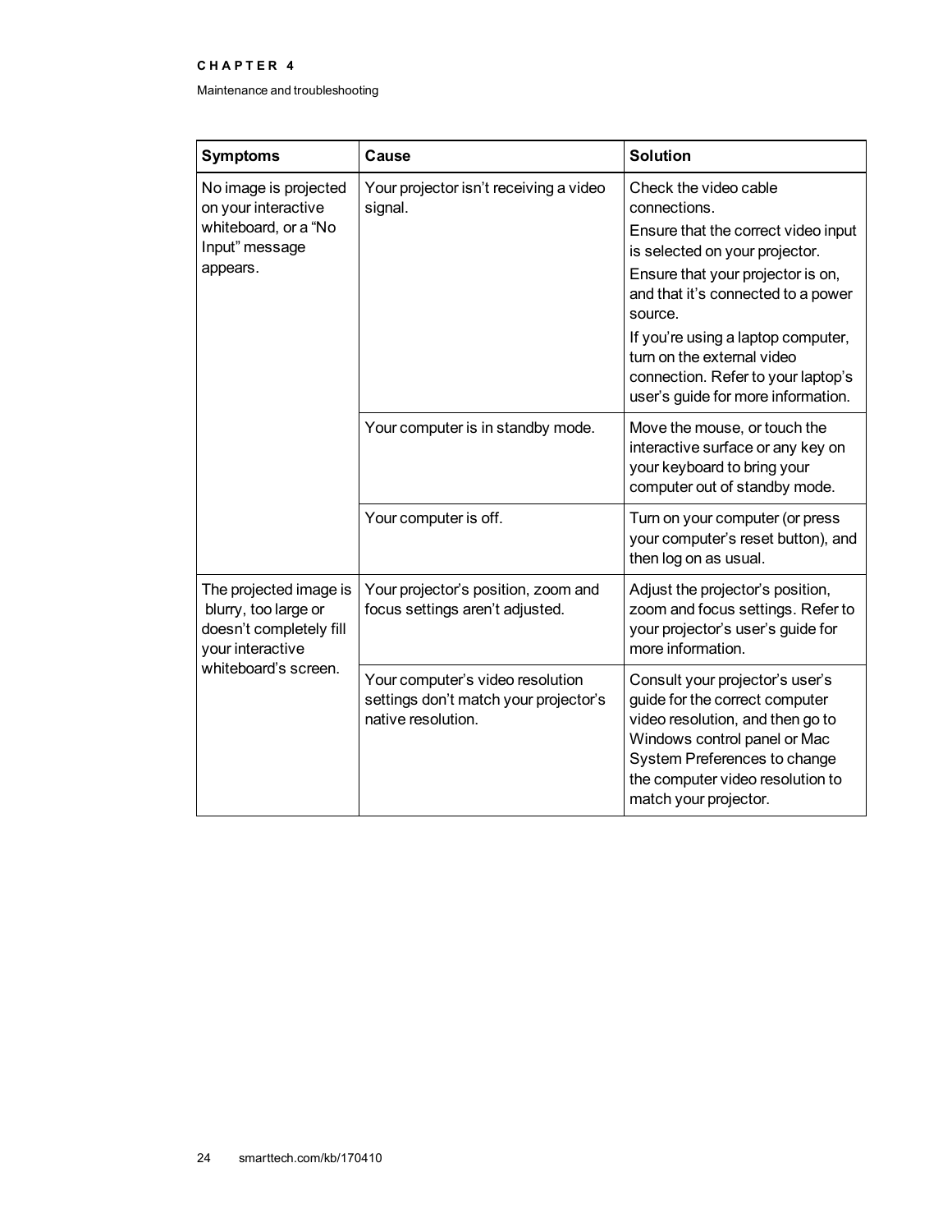| Symptoms | Cause | Solution |
|---|---|---|
| No image is projected on your interactive whiteboard, or a “No Input” message appears. | Your projector isn’t receiving a video signal. | Check the video cable connections. Ensure that the correct video input is selected on your projector. Ensure that your projector is on, and that it’s connected to a power source. If you’re using a laptop computer, turn on the external video connection. Refer to your laptop’s user’s guide for more information. |
| | Your computer is in standby mode. | Move the mouse, or touch the interactive surface or any key on your keyboard to bring your computer out of standby mode. |
| | Your computer is off. | Turn on your computer (or press your computer’s reset button), and then log on as usual. |
| The projected image is blurry, too large or doesn’t completely fill your interactive whiteboard’s screen. | Your projector’s position, zoom and focus settings aren’t adjusted. | Adjust the projector’s position, zoom and focus settings. Refer to your projector’s user’s guide for more information. |
| | Your computer’s video resolution settings don’t match your projector’s native resolution. | Consult your projector’s user’s guide for the correct computer video resolution, and then go to Windows control panel or Mac System Preferences to change the computer video resolution to match your projector. |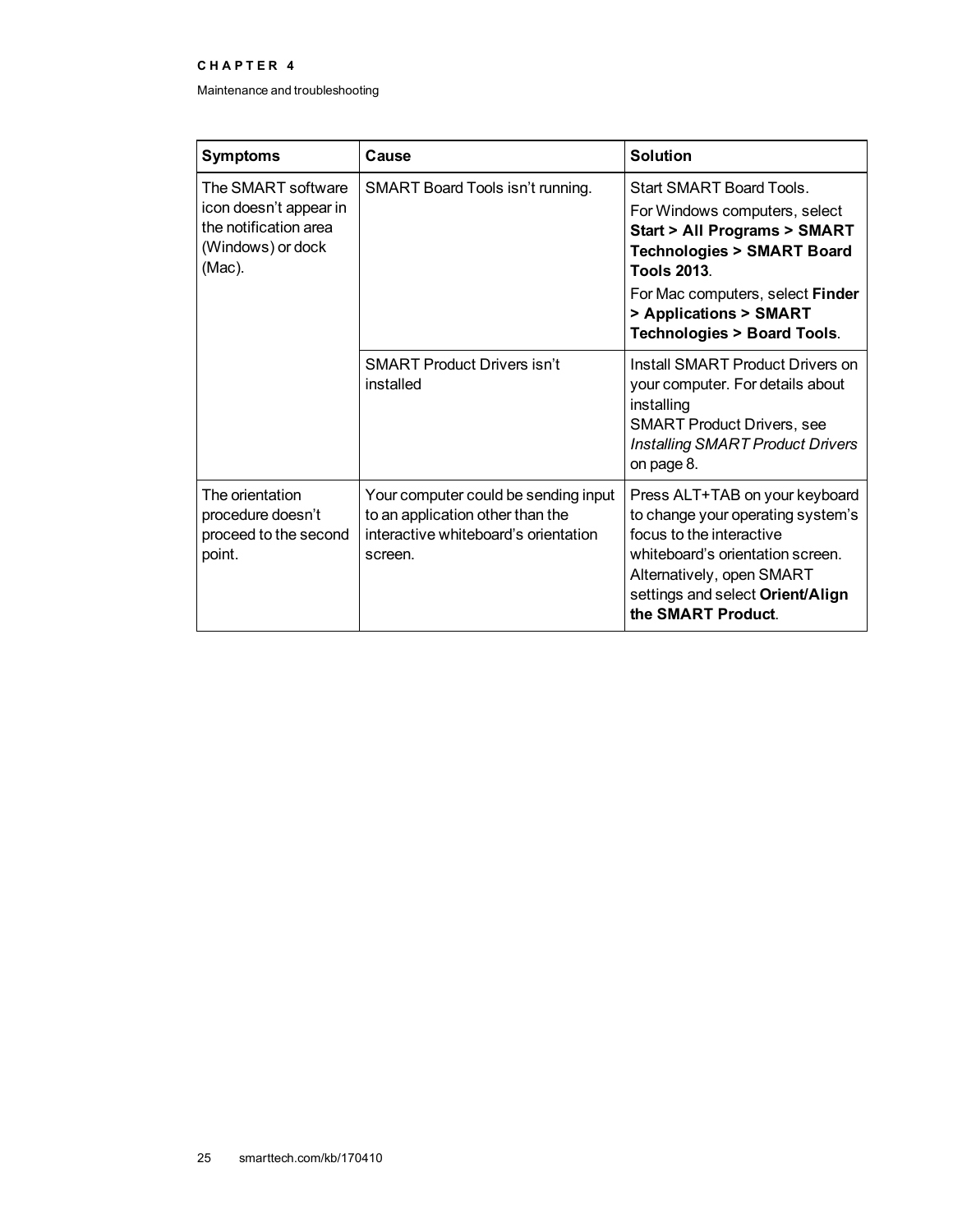| Symptoms | Cause | Solution |
|---|---|---|
| The SMART software icon doesn't appear in the notification area (Windows) or dock (Mac). | SMART Board Tools isn't running. | Start SMART Board Tools.<br>For Windows computers, select **Start > All Programs > SMART Technologies > SMART Board Tools 2013**.<br>For Mac computers, select **Finder > Applications > SMART Technologies > Board Tools**. |
| | SMART Product Drivers isn't installed | Install SMART Product Drivers on your computer. For details about installing SMART Product Drivers, see *Installing SMART Product Drivers* on page 8. |
| The orientation procedure doesn't proceed to the second point. | Your computer could be sending input to an application other than the interactive whiteboard's orientation screen. | Press ALT+TAB on your keyboard to change your operating system's focus to the interactive whiteboard's orientation screen. Alternatively, open SMART settings and select **Orient/Align the SMART Product**. |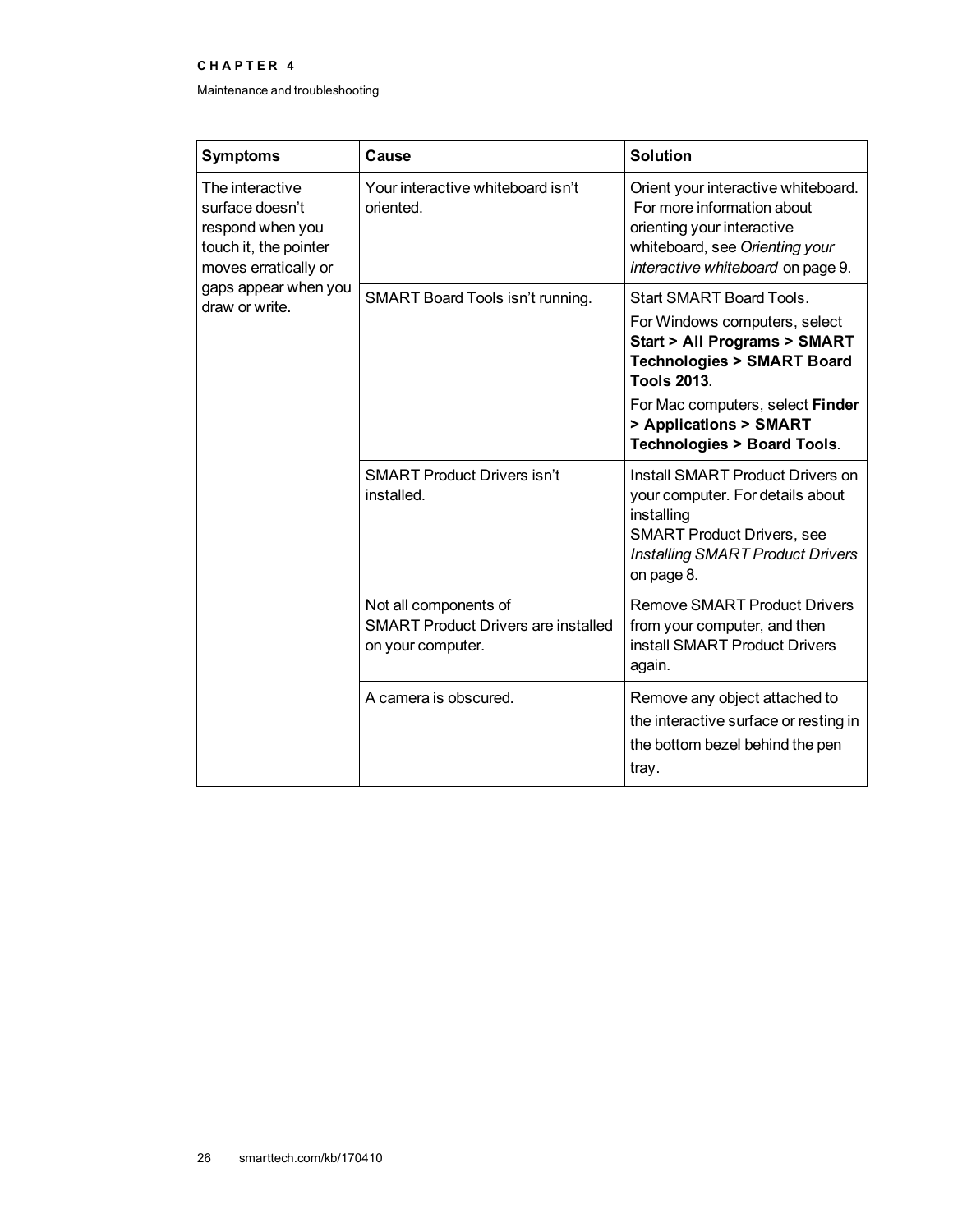| Symptoms | Cause | Solution |
| --- | --- | --- |
| The interactive surface doesn't respond when you touch it, the pointer moves erratically or gaps appear when you draw or write. | Your interactive whiteboard isn't oriented. | Orient your interactive whiteboard. For more information about orienting your interactive whiteboard, see *Orienting your interactive whiteboard* on page 9. |
| | SMART Board Tools isn't running. | Start SMART Board Tools. For Windows computers, select **Start > All Programs > SMART Technologies > SMART Board Tools 2013**. For Mac computers, select **Finder > Applications > SMART Technologies > Board Tools**. |
| | SMART Product Drivers isn't installed. | Install SMART Product Drivers on your computer. For details about installing SMART Product Drivers, see *Installing SMART Product Drivers* on page 8. |
| | Not all components of SMART Product Drivers are installed on your computer. | Remove SMART Product Drivers from your computer, and then install SMART Product Drivers again. |
| | A camera is obscured. | Remove any object attached to the interactive surface or resting in the bottom bezel behind the pen tray. |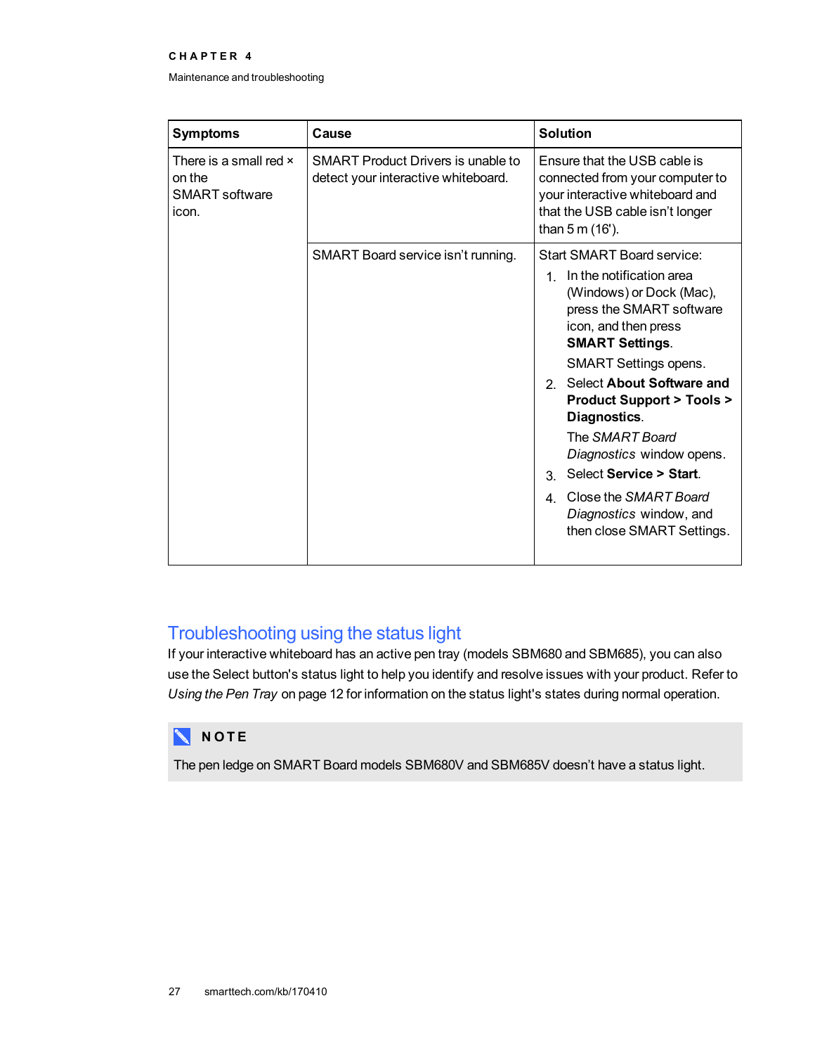| Symptoms | Cause | Solution |
|---|---|---|
| There is a small red × on the SMART software icon. | SMART Product Drivers is unable to detect your interactive whiteboard. | Ensure that the USB cable is connected from your computer to your interactive whiteboard and that the USB cable isn't longer than 5 m (16'). |
| | SMART Board service isn't running. | Start SMART Board service: 1. In the notification area (Windows) or Dock (Mac), press the SMART software icon, and then press **SMART Settings**. SMART Settings opens. 2. Select **About Software and Product Support > Tools > Diagnostics**. The *SMART Board Diagnostics* window opens. 3. Select **Service > Start**. 4. Close the *SMART Board Diagnostics* window, and then close SMART Settings. |

## Troubleshooting using the status light

If your interactive whiteboard has an active pen tray (models SBM680 and SBM685), you can also use the Select button's status light to help you identify and resolve issues with your product. Refer to *Using the Pen Tray* on page 12 for information on the status light's states during normal operation.

**NOTE**

The pen ledge on SMART Board models SBM680V and SBM685V doesn't have a status light.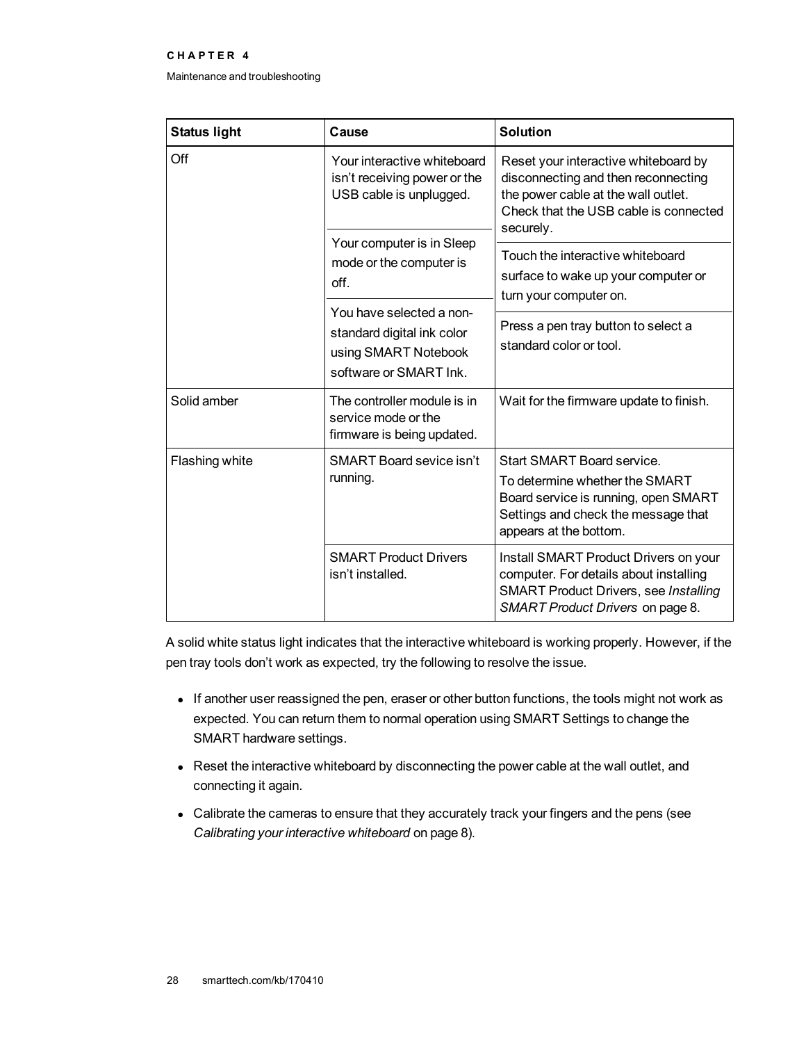| Status light | Cause | Solution |
| --- | --- | --- |
| Off | Your interactive whiteboard isn't receiving power or the USB cable is unplugged. | Reset your interactive whiteboard by disconnecting and then reconnecting the power cable at the wall outlet. Check that the USB cable is connected securely. |
| | Your computer is in Sleep mode or the computer is off. | Touch the interactive whiteboard surface to wake up your computer or turn your computer on. |
| | You have selected a non-standard digital ink color using SMART Notebook software or SMART Ink. | Press a pen tray button to select a standard color or tool. |
| Solid amber | The controller module is in service mode or the firmware is being updated. | Wait for the firmware update to finish. |
| Flashing white | SMART Board sevice isn't running. | Start SMART Board service. To determine whether the SMART Board service is running, open SMART Settings and check the message that appears at the bottom. |
| | SMART Product Drivers isn't installed. | Install SMART Product Drivers on your computer. For details about installing SMART Product Drivers, see *Installing SMART Product Drivers* on page 8. |

A solid white status light indicates that the interactive whiteboard is working properly. However, if the pen tray tools don't work as expected, try the following to resolve the issue.

- If another user reassigned the pen, eraser or other button functions, the tools might not work as expected. You can return them to normal operation using SMART Settings to change the SMART hardware settings.
- Reset the interactive whiteboard by disconnecting the power cable at the wall outlet, and connecting it again.
- Calibrate the cameras to ensure that they accurately track your fingers and the pens (see *Calibrating your interactive whiteboard* on page 8).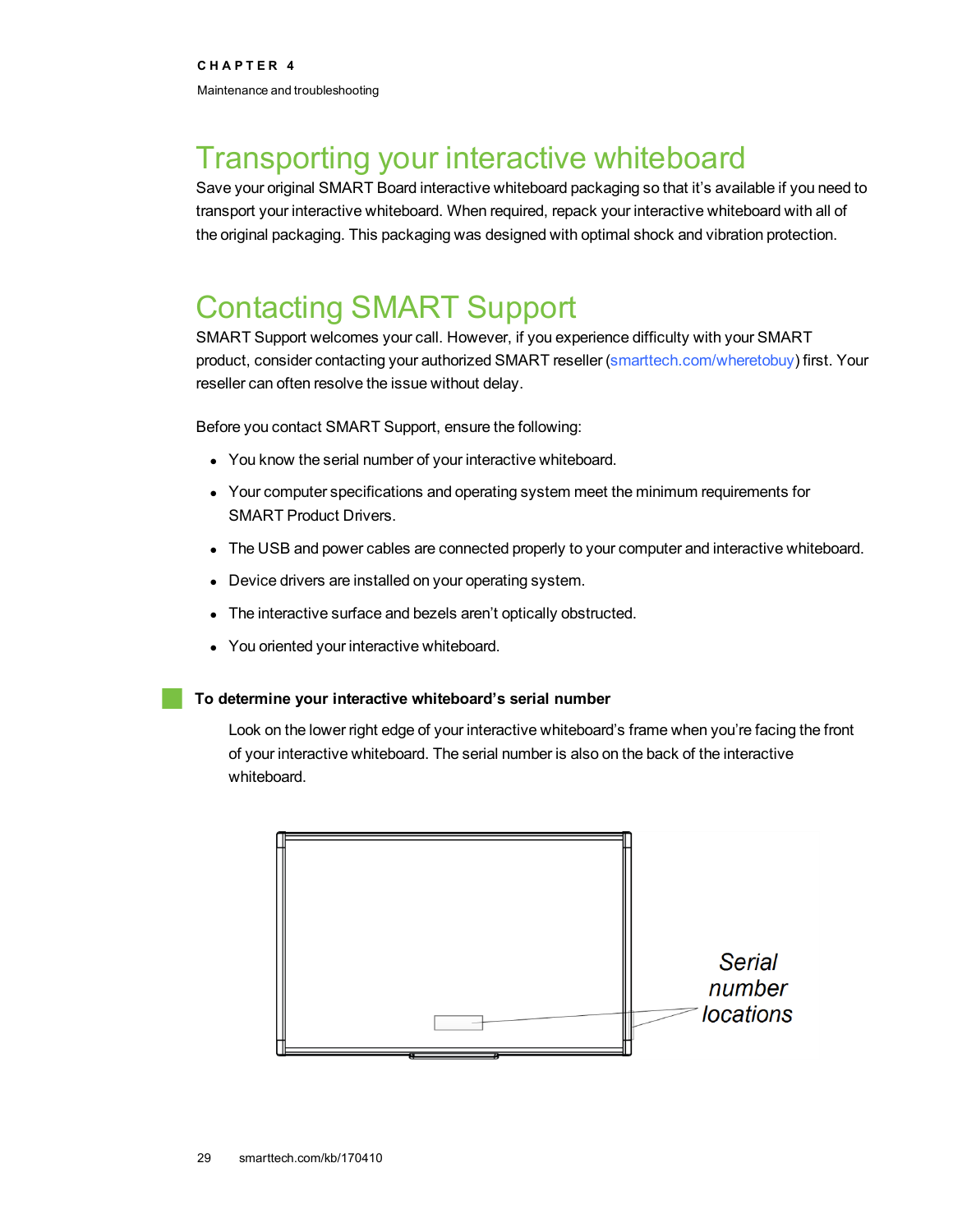# Transporting your interactive whiteboard

Save your original SMART Board interactive whiteboard packaging so that it's available if you need to transport your interactive whiteboard. When required, repack your interactive whiteboard with all of the original packaging. This packaging was designed with optimal shock and vibration protection.

# Contacting SMART Support

SMART Support welcomes your call. However, if you experience difficulty with your SMART product, consider contacting your authorized SMART reseller (smarttech.com/wheretobuy) first. Your reseller can often resolve the issue without delay.

Before you contact SMART Support, ensure the following:

- You know the serial number of your interactive whiteboard.
- Your computer specifications and operating system meet the minimum requirements for SMART Product Drivers.
- The USB and power cables are connected properly to your computer and interactive whiteboard.
- Device drivers are installed on your operating system.
- The interactive surface and bezels aren't optically obstructed.
- You oriented your interactive whiteboard.

**To determine your interactive whiteboard's serial number**

Look on the lower right edge of your interactive whiteboard's frame when you're facing the front of your interactive whiteboard. The serial number is also on the back of the interactive whiteboard.

*Serial number locations*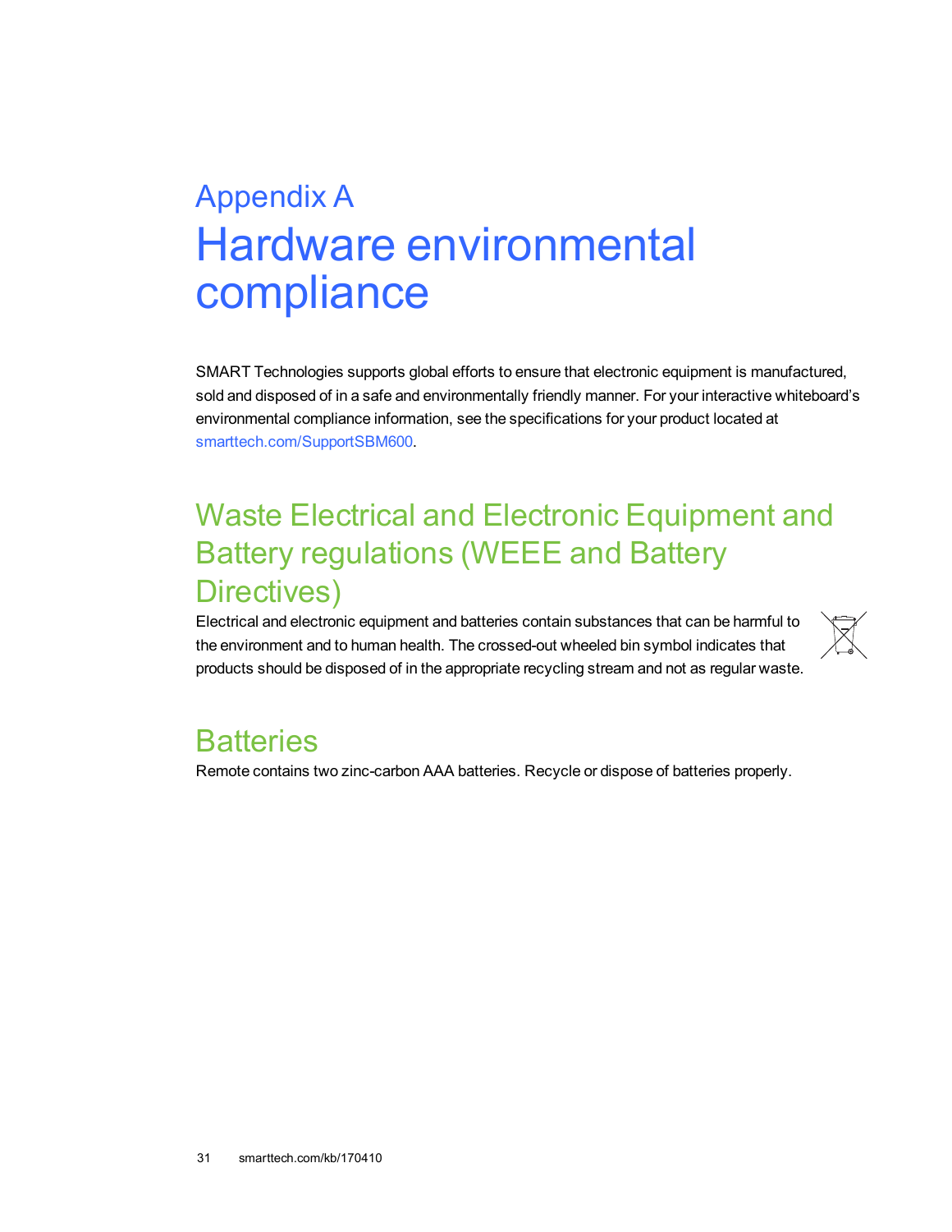# Appendix A
# Hardware environmental compliance

SMART Technologies supports global efforts to ensure that electronic equipment is manufactured, sold and disposed of in a safe and environmentally friendly manner. For your interactive whiteboard's environmental compliance information, see the specifications for your product located at smarttech.com/SupportSBM600.

## Waste Electrical and Electronic Equipment and Battery regulations (WEEE and Battery Directives)

Electrical and electronic equipment and batteries contain substances that can be harmful to the environment and to human health. The crossed-out wheeled bin symbol indicates that products should be disposed of in the appropriate recycling stream and not as regular waste.

## Batteries

Remote contains two zinc-carbon AAA batteries. Recycle or dispose of batteries properly.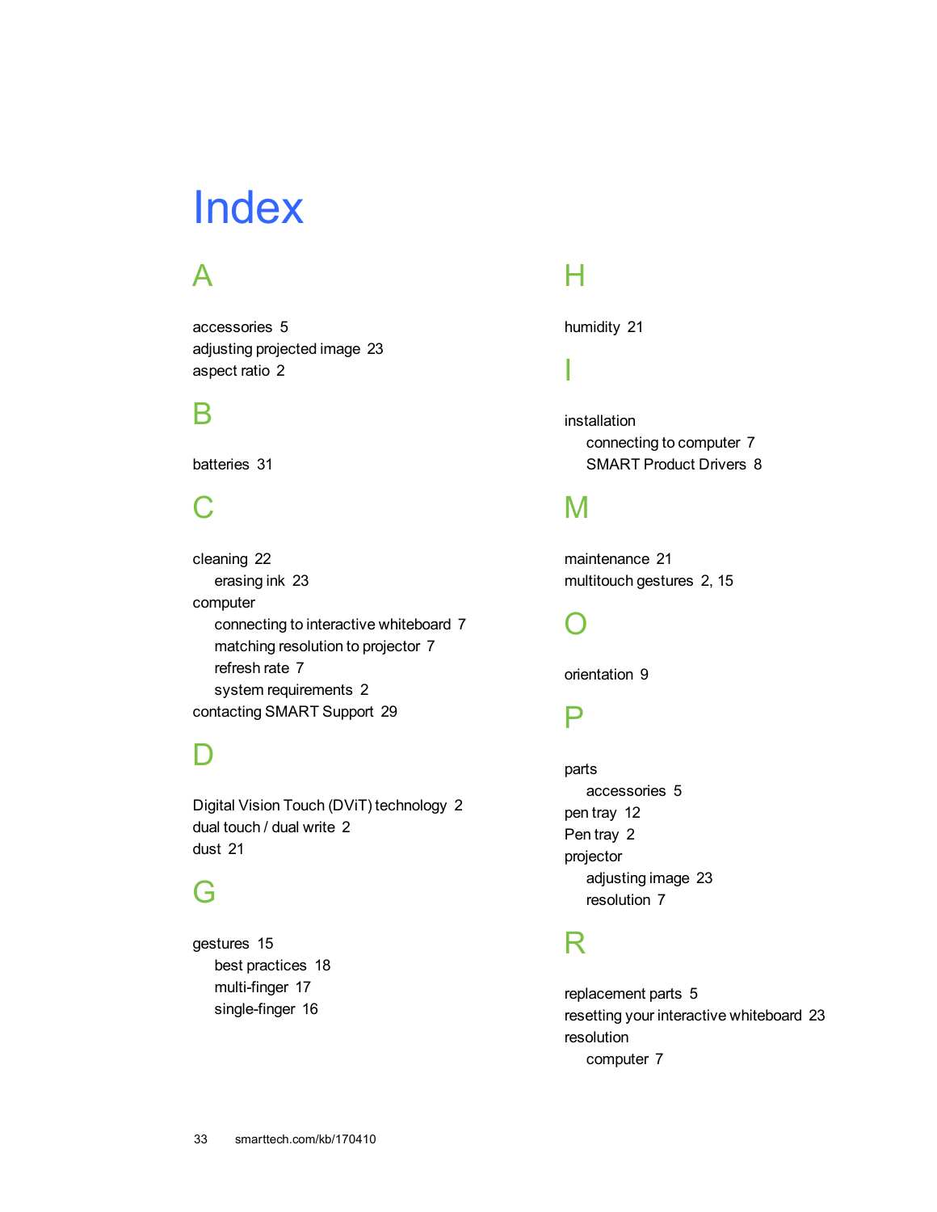# Index

## A

accessories 5
adjusting projected image 23
aspect ratio 2

## B

batteries 31

## C

cleaning 22
- erasing ink 23

computer
- connecting to interactive whiteboard 7
- matching resolution to projector 7
- refresh rate 7
- system requirements 2

contacting SMART Support 29

## D

Digital Vision Touch (DViT) technology 2
dual touch / dual write 2
dust 21

## G

gestures 15
- best practices 18
- multi-finger 17
- single-finger 16

## H

humidity 21

## I

installation
- connecting to computer 7
- SMART Product Drivers 8

## M

maintenance 21
multitouch gestures 2, 15

## O

orientation 9

## P

parts
- accessories 5

pen tray 12
Pen tray 2
projector
- adjusting image 23
- resolution 7

## R

replacement parts 5
resetting your interactive whiteboard 23
resolution
- computer 7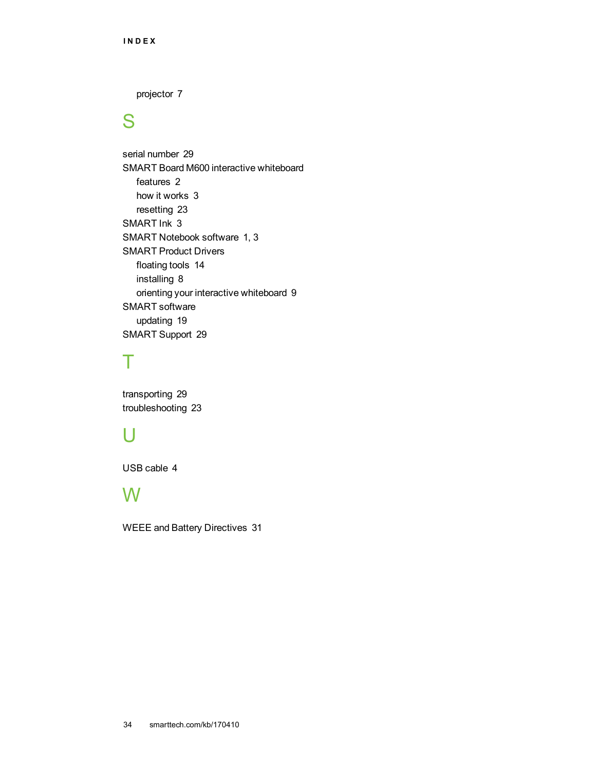projector 7

## S

serial number 29

SMART Board M600 interactive whiteboard

- features 2
- how it works 3
- resetting 23

SMART Ink 3

SMART Notebook software 1, 3

SMART Product Drivers

- floating tools 14
- installing 8
- orienting your interactive whiteboard 9

SMART software

- updating 19

SMART Support 29

## T

transporting 29

troubleshooting 23

## U

USB cable 4

## W

WEEE and Battery Directives 31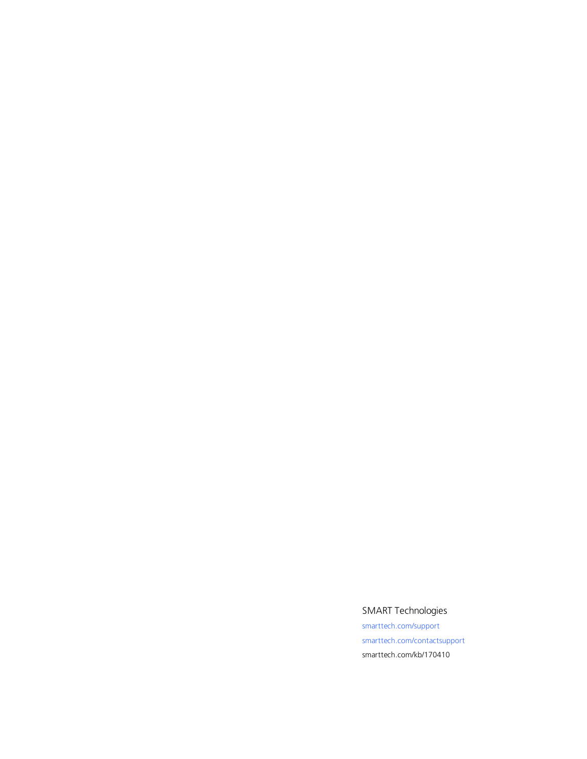SMART Technologies

smarttech.com/support

smarttech.com/contactsupport

smarttech.com/kb/170410